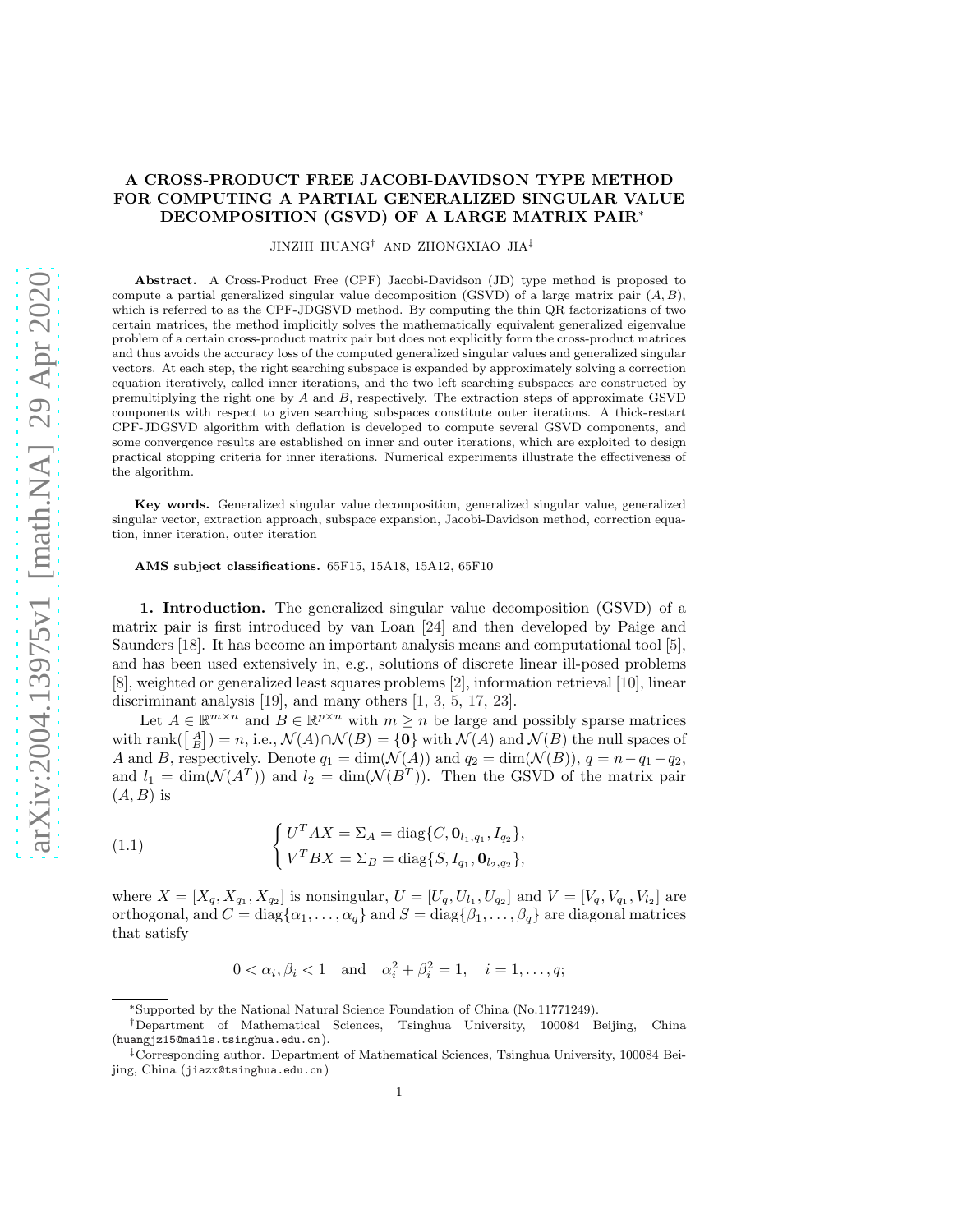# A CROSS-PRODUCT FREE JACOBI-DAVIDSON TYPE METHOD FOR COMPUTING A PARTIAL GENERALIZED SINGULAR VALUE DECOMPOSITION (GSVD) OF A LARGE MATRIX PAIR*

JINZHI HUANG† AND ZHONGXIAO JIA‡

**Abstract.** A Cross-Product Free (CPF) Jacobi-Davidson (JD) type method is proposed to compute a partial generalized singular value decomposition (GSVD) of a large matrix pair $(A, B)$, which is referred to as the CPF-JDGSVD method. By computing the thin QR factorizations of two certain matrices, the method implicitly solves the mathematically equivalent generalized eigenvalue problem of a certain cross-product matrix pair but does not explicitly form the cross-product matrices and thus avoids the accuracy loss of the computed generalized singular values and generalized singular vectors. At each step, the right searching subspace is expanded by approximately solving a correction equation iteratively, called inner iterations, and the two left searching subspaces are constructed by premultiplying the right one by $A$ and $B$, respectively. The extraction steps of approximate GSVD components with respect to given searching subspaces constitute outer iterations. A thick-restart CPF-JDGSVD algorithm with deflation is developed to compute several GSVD components, and some convergence results are established on inner and outer iterations, which are exploited to design practical stopping criteria for inner iterations. Numerical experiments illustrate the effectiveness of the algorithm.

**Key words.** Generalized singular value decomposition, generalized singular value, generalized singular vector, extraction approach, subspace expansion, Jacobi-Davidson method, correction equation, inner iteration, outer iteration

**AMS subject classifications.** 65F15, 15A18, 15A12, 65F10

**1. Introduction.** The generalized singular value decomposition (GSVD) of a matrix pair is first introduced by van Loan [24] and then developed by Paige and Saunders [18]. It has become an important analysis means and computational tool [5], and has been used extensively in, e.g., solutions of discrete linear ill-posed problems [8], weighted or generalized least squares problems [2], information retrieval [10], linear discriminant analysis [19], and many others [1, 3, 5, 17, 23].

Let $A \in \mathbb{R}^{m\times n}$ and $B \in \mathbb{R}^{p\times n}$ with $m \geq n$ be large and possibly sparse matrices with $\operatorname{rank}(\left[\begin{smallmatrix} A \\ B \end{smallmatrix}\right]) = n$, i.e., $\mathcal{N}(A) \cap \mathcal{N}(B) = \{\mathbf{0}\}$ with $\mathcal{N}(A)$ and $\mathcal{N}(B)$ the null spaces of $A$ and $B$, respectively. Denote $q_1 = \dim(\mathcal{N}(A))$ and $q_2 = \dim(\mathcal{N}(B))$, $q = n - q_1 - q_2$, and $l_1 = \dim(\mathcal{N}(A^T))$ and $l_2 = \dim(\mathcal{N}(B^T))$. Then the GSVD of the matrix pair $(A, B)$ is

$$
\begin{cases} U^T A X = \Sigma_A = \operatorname{diag}\{C, \mathbf{0}_{l_1,q_1}, I_{q_2}\}, \\ V^T B X = \Sigma_B = \operatorname{diag}\{S, I_{q_1}, \mathbf{0}_{l_2,q_2}\}, \end{cases} \tag{1.1}
$$

where $X = [X_q, X_{q_1}, X_{q_2}]$ is nonsingular, $U = [U_q, U_{l_1}, U_{q_2}]$ and $V = [V_q, V_{q_1}, V_{l_2}]$ are orthogonal, and $C = \operatorname{diag}\{\alpha_1, \ldots, \alpha_q\}$ and $S = \operatorname{diag}\{\beta_1, \ldots, \beta_q\}$ are diagonal matrices that satisfy

$$
0 < \alpha_i, \beta_i < 1 \quad \text{and} \quad \alpha_i^2 + \beta_i^2 = 1, \quad i = 1, \ldots, q;
$$

---

*Supported by the National Natural Science Foundation of China (No.11771249).

†Department of Mathematical Sciences, Tsinghua University, 100084 Beijing, China (huangjz15@mails.tsinghua.edu.cn).

‡Corresponding author. Department of Mathematical Sciences, Tsinghua University, 100084 Beijing, China (jiazx@tsinghua.edu.cn)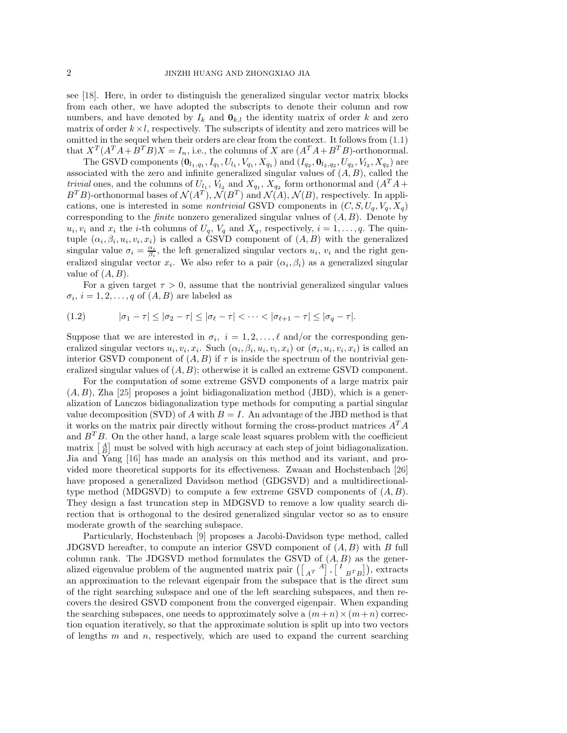see [18]. Here, in order to distinguish the generalized singular vector matrix blocks from each other, we have adopted the subscripts to denote their column and row numbers, and have denoted by $I_k$ and $\mathbf{0}_{k,l}$ the identity matrix of order $k$ and zero matrix of order $k\times l$, respectively. The subscripts of identity and zero matrices will be omitted in the sequel when their orders are clear from the context. It follows from (1.1) that $X^T(A^TA+B^TB)X=I_n$, i.e., the columns of $X$ are $(A^TA+B^TB)$-orthonormal.

The GSVD components $(\mathbf{0}_{l_1,q_1}, I_{q_1}, U_{l_1}, V_{q_1}, X_{q_1})$ and $(I_{q_2}, \mathbf{0}_{l_2,q_2}, U_{q_2}, V_{l_2}, X_{q_2})$ are associated with the zero and infinite generalized singular values of $(A,B)$, called the *trivial* ones, and the columns of $U_{l_1}$, $V_{l_2}$ and $X_{q_1}$, $X_{q_2}$ form orthonormal and $(A^TA+B^TB)$-orthonormal bases of $\mathcal{N}(A^T)$, $\mathcal{N}(B^T)$ and $\mathcal{N}(A)$, $\mathcal{N}(B)$, respectively. In applications, one is interested in some *nontrivial* GSVD components in $(C,S,U_q,V_q,X_q)$ corresponding to the *finite* nonzero generalized singular values of $(A,B)$. Denote by $u_i, v_i$ and $x_i$ the $i$-th columns of $U_q$, $V_q$ and $X_q$, respectively, $i=1,\ldots,q$. The quintuple $(\alpha_i,\beta_i,u_i,v_i,x_i)$ is called a GSVD component of $(A,B)$ with the generalized singular value $\sigma_i=\frac{\alpha_i}{\beta_i}$, the left generalized singular vectors $u_i$, $v_i$ and the right generalized singular vector $x_i$. We also refer to a pair $(\alpha_i,\beta_i)$ as a generalized singular value of $(A,B)$.

For a given target $\tau>0$, assume that the nontrivial generalized singular values $\sigma_i$, $i=1,2,\ldots,q$ of $(A,B)$ are labeled as

$$|\sigma_1-\tau|\le|\sigma_2-\tau|\le|\sigma_\ell-\tau|<\cdots<|\sigma_{\ell+1}-\tau|\le|\sigma_q-\tau|. \tag{1.2}$$

Suppose that we are interested in $\sigma_i$, $i=1,2,\ldots,\ell$ and/or the corresponding generalized singular vectors $u_i,v_i,x_i$. Such $(\alpha_i,\beta_i,u_i,v_i,x_i)$ or $(\sigma_i,u_i,v_i,x_i)$ is called an interior GSVD component of $(A,B)$ if $\tau$ is inside the spectrum of the nontrivial generalized singular values of $(A,B)$; otherwise it is called an extreme GSVD component.

For the computation of some extreme GSVD components of a large matrix pair $(A,B)$, Zha [25] proposes a joint bidiagonalization method (JBD), which is a generalization of Lanczos bidiagonalization type methods for computing a partial singular value decomposition (SVD) of $A$ with $B=I$. An advantage of the JBD method is that it works on the matrix pair directly without forming the cross-product matrices $A^TA$ and $B^TB$. On the other hand, a large scale least squares problem with the coefficient matrix $\left[\begin{smallmatrix}A\\B\end{smallmatrix}\right]$ must be solved with high accuracy at each step of joint bidiagonalization. Jia and Yang [16] has made an analysis on this method and its variant, and provided more theoretical supports for its effectiveness. Zwaan and Hochstenbach [26] have proposed a generalized Davidson method (GDGSVD) and a multidirectional-type method (MDGSVD) to compute a few extreme GSVD components of $(A,B)$. They design a fast truncation step in MDGSVD to remove a low quality search direction that is orthogonal to the desired generalized singular vector so as to ensure moderate growth of the searching subspace.

Particularly, Hochstenbach [9] proposes a Jacobi-Davidson type method, called JDGSVD hereafter, to compute an interior GSVD component of $(A,B)$ with $B$ full column rank. The JDGSVD method formulates the GSVD of $(A,B)$ as the generalized eigenvalue problem of the augmented matrix pair $\left(\left[\begin{smallmatrix} & A\\ A^T & \end{smallmatrix}\right], \left[\begin{smallmatrix} I & \\ & B^TB\end{smallmatrix}\right]\right)$, extracts an approximation to the relevant eigenpair from the subspace that is the direct sum of the right searching subspace and one of the left searching subspaces, and then recovers the desired GSVD component from the converged eigenpair. When expanding the searching subspaces, one needs to approximately solve a $(m+n)\times(m+n)$ correction equation iteratively, so that the approximate solution is split up into two vectors of lengths $m$ and $n$, respectively, which are used to expand the current searching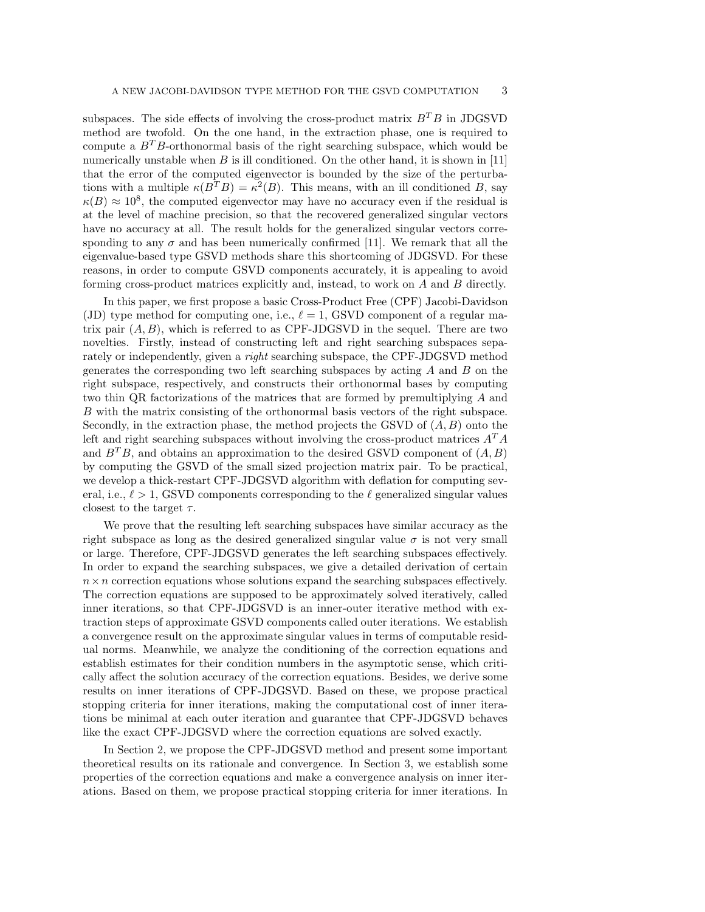subspaces. The side effects of involving the cross-product matrix $B^TB$ in JDGSVD method are twofold. On the one hand, in the extraction phase, one is required to compute a $B^TB$-orthonormal basis of the right searching subspace, which would be numerically unstable when $B$ is ill conditioned. On the other hand, it is shown in [11] that the error of the computed eigenvector is bounded by the size of the perturbations with a multiple $\kappa(B^TB) = \kappa^2(B)$. This means, with an ill conditioned $B$, say $\kappa(B) \approx 10^8$, the computed eigenvector may have no accuracy even if the residual is at the level of machine precision, so that the recovered generalized singular vectors have no accuracy at all. The result holds for the generalized singular vectors corresponding to any $\sigma$ and has been numerically confirmed [11]. We remark that all the eigenvalue-based type GSVD methods share this shortcoming of JDGSVD. For these reasons, in order to compute GSVD components accurately, it is appealing to avoid forming cross-product matrices explicitly and, instead, to work on $A$ and $B$ directly.

In this paper, we first propose a basic Cross-Product Free (CPF) Jacobi-Davidson (JD) type method for computing one, i.e., $\ell = 1$, GSVD component of a regular matrix pair $(A, B)$, which is referred to as CPF-JDGSVD in the sequel. There are two novelties. Firstly, instead of constructing left and right searching subspaces separately or independently, given a *right* searching subspace, the CPF-JDGSVD method generates the corresponding two left searching subspaces by acting $A$ and $B$ on the right subspace, respectively, and constructs their orthonormal bases by computing two thin QR factorizations of the matrices that are formed by premultiplying $A$ and $B$ with the matrix consisting of the orthonormal basis vectors of the right subspace. Secondly, in the extraction phase, the method projects the GSVD of $(A, B)$ onto the left and right searching subspaces without involving the cross-product matrices $A^TA$ and $B^TB$, and obtains an approximation to the desired GSVD component of $(A, B)$ by computing the GSVD of the small sized projection matrix pair. To be practical, we develop a thick-restart CPF-JDGSVD algorithm with deflation for computing several, i.e., $\ell > 1$, GSVD components corresponding to the $\ell$ generalized singular values closest to the target $\tau$.

We prove that the resulting left searching subspaces have similar accuracy as the right subspace as long as the desired generalized singular value $\sigma$ is not very small or large. Therefore, CPF-JDGSVD generates the left searching subspaces effectively. In order to expand the searching subspaces, we give a detailed derivation of certain $n \times n$ correction equations whose solutions expand the searching subspaces effectively. The correction equations are supposed to be approximately solved iteratively, called inner iterations, so that CPF-JDGSVD is an inner-outer iterative method with extraction steps of approximate GSVD components called outer iterations. We establish a convergence result on the approximate singular values in terms of computable residual norms. Meanwhile, we analyze the conditioning of the correction equations and establish estimates for their condition numbers in the asymptotic sense, which critically affect the solution accuracy of the correction equations. Besides, we derive some results on inner iterations of CPF-JDGSVD. Based on these, we propose practical stopping criteria for inner iterations, making the computational cost of inner iterations be minimal at each outer iteration and guarantee that CPF-JDGSVD behaves like the exact CPF-JDGSVD where the correction equations are solved exactly.

In Section 2, we propose the CPF-JDGSVD method and present some important theoretical results on its rationale and convergence. In Section 3, we establish some properties of the correction equations and make a convergence analysis on inner iterations. Based on them, we propose practical stopping criteria for inner iterations. In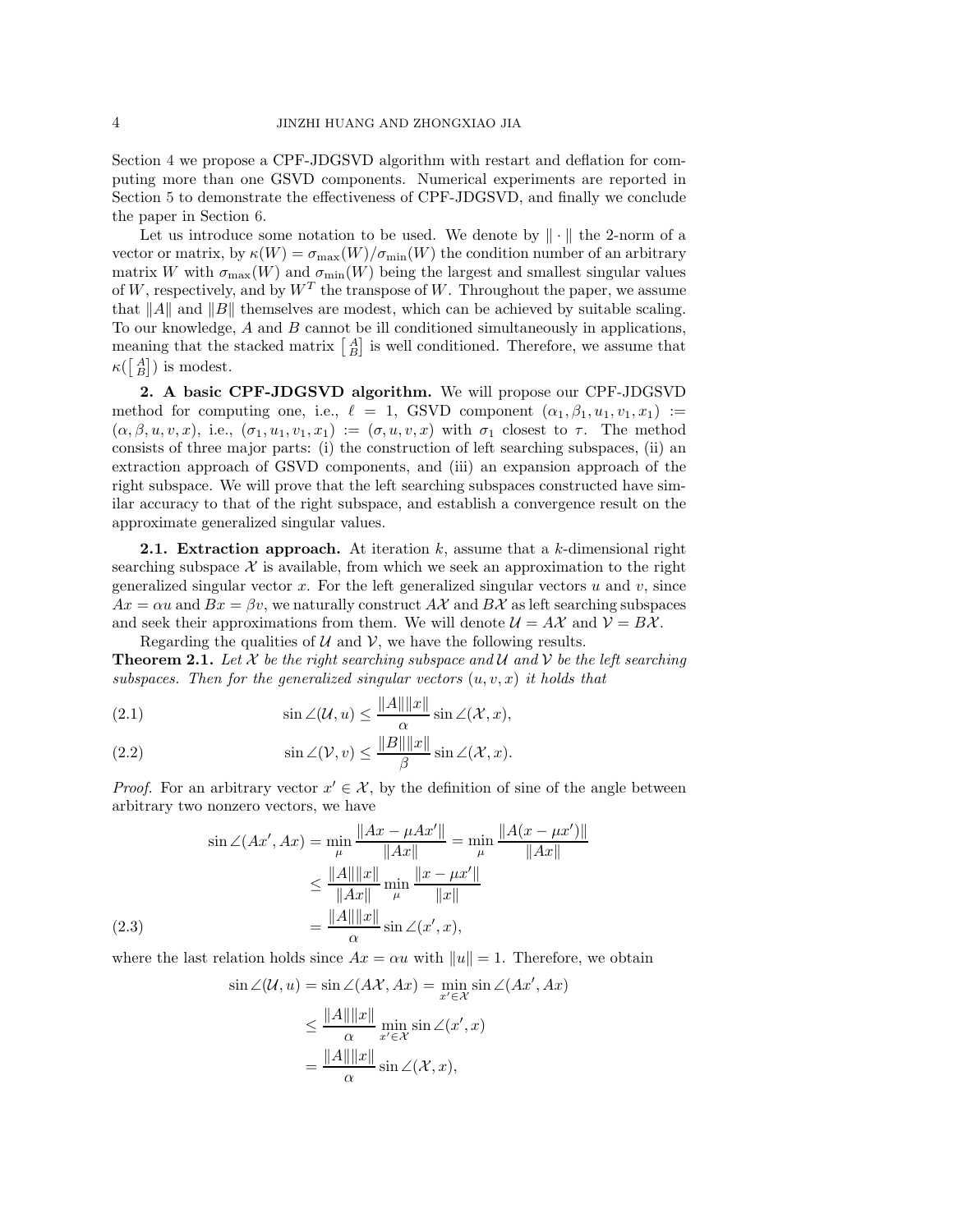Section 4 we propose a CPF-JDGSVD algorithm with restart and deflation for computing more than one GSVD components. Numerical experiments are reported in Section 5 to demonstrate the effectiveness of CPF-JDGSVD, and finally we conclude the paper in Section 6.

Let us introduce some notation to be used. We denote by $\|\cdot\|$ the 2-norm of a vector or matrix, by $\kappa(W) = \sigma_{\max}(W)/\sigma_{\min}(W)$ the condition number of an arbitrary matrix $W$ with $\sigma_{\max}(W)$ and $\sigma_{\min}(W)$ being the largest and smallest singular values of $W$, respectively, and by $W^T$ the transpose of $W$. Throughout the paper, we assume that $\|A\|$ and $\|B\|$ themselves are modest, which can be achieved by suitable scaling. To our knowledge, $A$ and $B$ cannot be ill conditioned simultaneously in applications, meaning that the stacked matrix $\left[\begin{smallmatrix} A \\ B \end{smallmatrix}\right]$ is well conditioned. Therefore, we assume that $\kappa(\left[\begin{smallmatrix} A \\ B \end{smallmatrix}\right])$ is modest.

## 2. A basic CPF-JDGSVD algorithm.

We will propose our CPF-JDGSVD method for computing one, i.e., $\ell = 1$, GSVD component $(\alpha_1, \beta_1, u_1, v_1, x_1) := (\alpha, \beta, u, v, x)$, i.e., $(\sigma_1, u_1, v_1, x_1) := (\sigma, u, v, x)$ with $\sigma_1$ closest to $\tau$. The method consists of three major parts: (i) the construction of left searching subspaces, (ii) an extraction approach of GSVD components, and (iii) an expansion approach of the right subspace. We will prove that the left searching subspaces constructed have similar accuracy to that of the right subspace, and establish a convergence result on the approximate generalized singular values.

### 2.1. Extraction approach.

At iteration $k$, assume that a $k$-dimensional right searching subspace $\mathcal{X}$ is available, from which we seek an approximation to the right generalized singular vector $x$. For the left generalized singular vectors $u$ and $v$, since $Ax = \alpha u$ and $Bx = \beta v$, we naturally construct $A\mathcal{X}$ and $B\mathcal{X}$ as left searching subspaces and seek their approximations from them. We will denote $\mathcal{U} = A\mathcal{X}$ and $\mathcal{V} = B\mathcal{X}$.

Regarding the qualities of $\mathcal{U}$ and $\mathcal{V}$, we have the following results.

**Theorem 2.1.** *Let $\mathcal{X}$ be the right searching subspace and $\mathcal{U}$ and $\mathcal{V}$ be the left searching subspaces. Then for the generalized singular vectors $(u, v, x)$ it holds that*

$$\sin\angle(\mathcal{U}, u) \le \frac{\|A\|\|x\|}{\alpha} \sin\angle(\mathcal{X}, x), \tag{2.1}$$

$$\sin\angle(\mathcal{V}, v) \le \frac{\|B\|\|x\|}{\beta} \sin\angle(\mathcal{X}, x). \tag{2.2}$$

*Proof.* For an arbitrary vector $x' \in \mathcal{X}$, by the definition of sine of the angle between arbitrary two nonzero vectors, we have

$$\begin{aligned}
\sin\angle(Ax', Ax) &= \min_{\mu} \frac{\|Ax - \mu Ax'\|}{\|Ax\|} = \min_{\mu} \frac{\|A(x - \mu x')\|}{\|Ax\|} \\
&\le \frac{\|A\|\|x\|}{\|Ax\|} \min_{\mu} \frac{\|x - \mu x'\|}{\|x\|} \\
&= \frac{\|A\|\|x\|}{\alpha} \sin\angle(x', x),
\end{aligned} \tag{2.3}$$

where the last relation holds since $Ax = \alpha u$ with $\|u\| = 1$. Therefore, we obtain

$$\begin{aligned}
\sin\angle(\mathcal{U}, u) = \sin\angle(A\mathcal{X}, Ax) &= \min_{x' \in \mathcal{X}} \sin\angle(Ax', Ax) \\
&\le \frac{\|A\|\|x\|}{\alpha} \min_{x' \in \mathcal{X}} \sin\angle(x', x) \\
&= \frac{\|A\|\|x\|}{\alpha} \sin\angle(\mathcal{X}, x),
\end{aligned}$$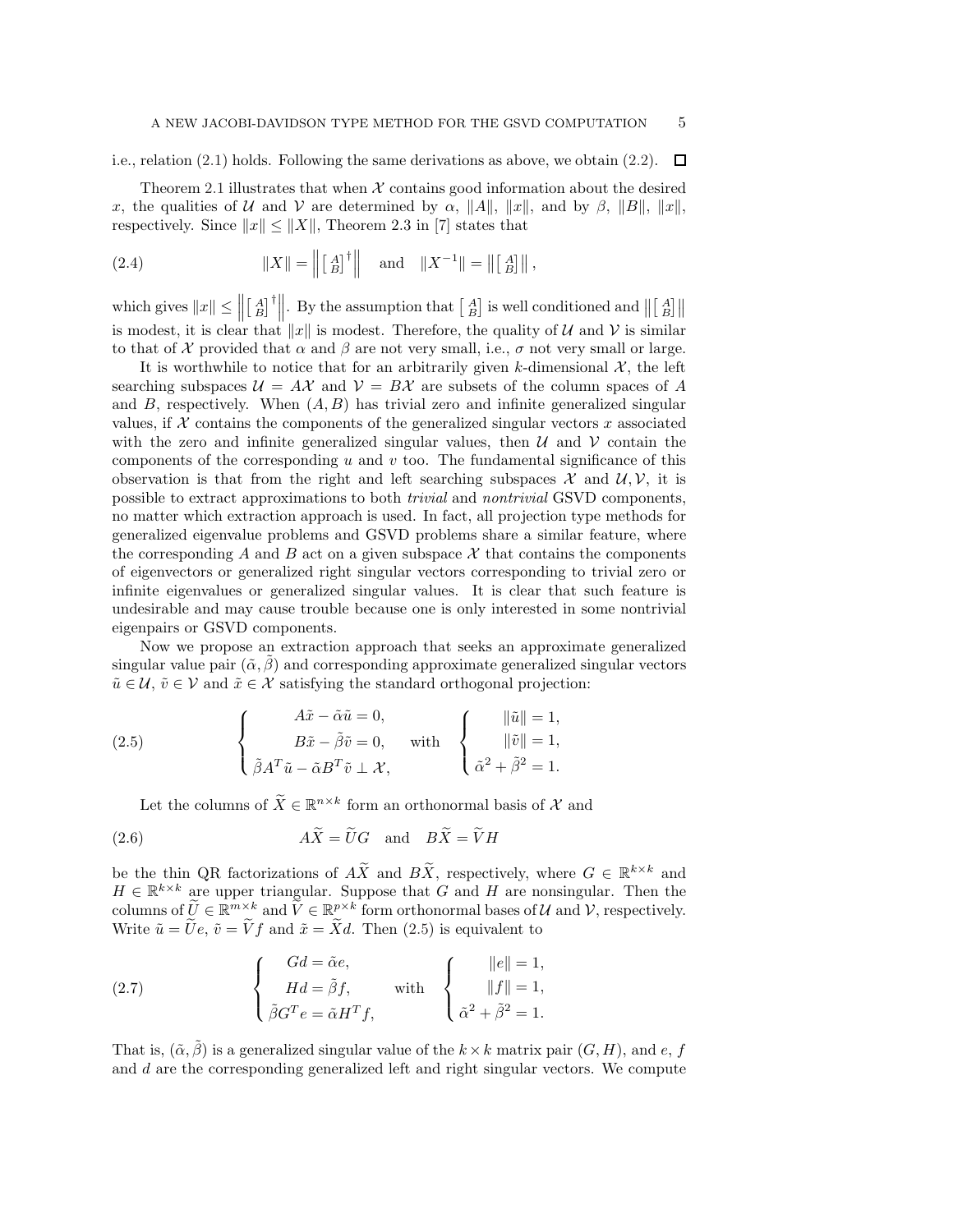i.e., relation (2.1) holds. Following the same derivations as above, we obtain (2.2). $\square$

Theorem 2.1 illustrates that when $\mathcal{X}$ contains good information about the desired $x$, the qualities of $\mathcal{U}$ and $\mathcal{V}$ are determined by $\alpha$, $\|A\|$, $\|x\|$, and by $\beta$, $\|B\|$, $\|x\|$, respectively. Since $\|x\| \leq \|X\|$, Theorem 2.3 in [7] states that

$$\|X\| = \left\| \begin{bmatrix} A \\ B \end{bmatrix}^{\dagger} \right\| \quad \text{and} \quad \|X^{-1}\| = \left\| \begin{bmatrix} A \\ B \end{bmatrix} \right\|, \tag{2.4}$$

which gives $\|x\| \leq \left\| \begin{bmatrix} A \\ B \end{bmatrix}^{\dagger} \right\|$. By the assumption that $\begin{bmatrix} A \\ B \end{bmatrix}$ is well conditioned and $\left\| \begin{bmatrix} A \\ B \end{bmatrix} \right\|$ is modest, it is clear that $\|x\|$ is modest. Therefore, the quality of $\mathcal{U}$ and $\mathcal{V}$ is similar to that of $\mathcal{X}$ provided that $\alpha$ and $\beta$ are not very small, i.e., $\sigma$ not very small or large.

It is worthwhile to notice that for an arbitrarily given $k$-dimensional $\mathcal{X}$, the left searching subspaces $\mathcal{U} = A\mathcal{X}$ and $\mathcal{V} = B\mathcal{X}$ are subsets of the column spaces of $A$ and $B$, respectively. When $(A, B)$ has trivial zero and infinite generalized singular values, if $\mathcal{X}$ contains the components of the generalized singular vectors $x$ associated with the zero and infinite generalized singular values, then $\mathcal{U}$ and $\mathcal{V}$ contain the components of the corresponding $u$ and $v$ too. The fundamental significance of this observation is that from the right and left searching subspaces $\mathcal{X}$ and $\mathcal{U}, \mathcal{V}$, it is possible to extract approximations to both *trivial* and *nontrivial* GSVD components, no matter which extraction approach is used. In fact, all projection type methods for generalized eigenvalue problems and GSVD problems share a similar feature, where the corresponding $A$ and $B$ act on a given subspace $\mathcal{X}$ that contains the components of eigenvectors or generalized right singular vectors corresponding to trivial zero or infinite eigenvalues or generalized singular values. It is clear that such feature is undesirable and may cause trouble because one is only interested in some nontrivial eigenpairs or GSVD components.

Now we propose an extraction approach that seeks an approximate generalized singular value pair $(\tilde{\alpha}, \tilde{\beta})$ and corresponding approximate generalized singular vectors $\tilde{u} \in \mathcal{U}$, $\tilde{v} \in \mathcal{V}$ and $\tilde{x} \in \mathcal{X}$ satisfying the standard orthogonal projection:

$$\begin{cases} A\tilde{x} - \tilde{\alpha}\tilde{u} = 0, \\ B\tilde{x} - \tilde{\beta}\tilde{v} = 0, \\ \tilde{\beta}A^T\tilde{u} - \tilde{\alpha}B^T\tilde{v} \perp \mathcal{X}, \end{cases} \quad \text{with} \quad \begin{cases} \|\tilde{u}\| = 1, \\ \|\tilde{v}\| = 1, \\ \tilde{\alpha}^2 + \tilde{\beta}^2 = 1. \end{cases} \tag{2.5}$$

Let the columns of $\widetilde{X} \in \mathbb{R}^{n \times k}$ form an orthonormal basis of $\mathcal{X}$ and

$$A\widetilde{X} = \widetilde{U}G \quad \text{and} \quad B\widetilde{X} = \widetilde{V}H \tag{2.6}$$

be the thin QR factorizations of $A\widetilde{X}$ and $B\widetilde{X}$, respectively, where $G \in \mathbb{R}^{k \times k}$ and $H \in \mathbb{R}^{k \times k}$ are upper triangular. Suppose that $G$ and $H$ are nonsingular. Then the columns of $\widetilde{U} \in \mathbb{R}^{m \times k}$ and $\widetilde{V} \in \mathbb{R}^{p \times k}$ form orthonormal bases of $\mathcal{U}$ and $\mathcal{V}$, respectively. Write $\tilde{u} = \widetilde{U}e$, $\tilde{v} = \widetilde{V}f$ and $\tilde{x} = \widetilde{X}d$. Then (2.5) is equivalent to

$$\begin{cases} Gd = \tilde{\alpha}e, \\ Hd = \tilde{\beta}f, \\ \tilde{\beta}G^Te = \tilde{\alpha}H^Tf, \end{cases} \quad \text{with} \quad \begin{cases} \|e\| = 1, \\ \|f\| = 1, \\ \tilde{\alpha}^2 + \tilde{\beta}^2 = 1. \end{cases} \tag{2.7}$$

That is, $(\tilde{\alpha}, \tilde{\beta})$ is a generalized singular value of the $k \times k$ matrix pair $(G, H)$, and $e$, $f$ and $d$ are the corresponding generalized left and right singular vectors. We compute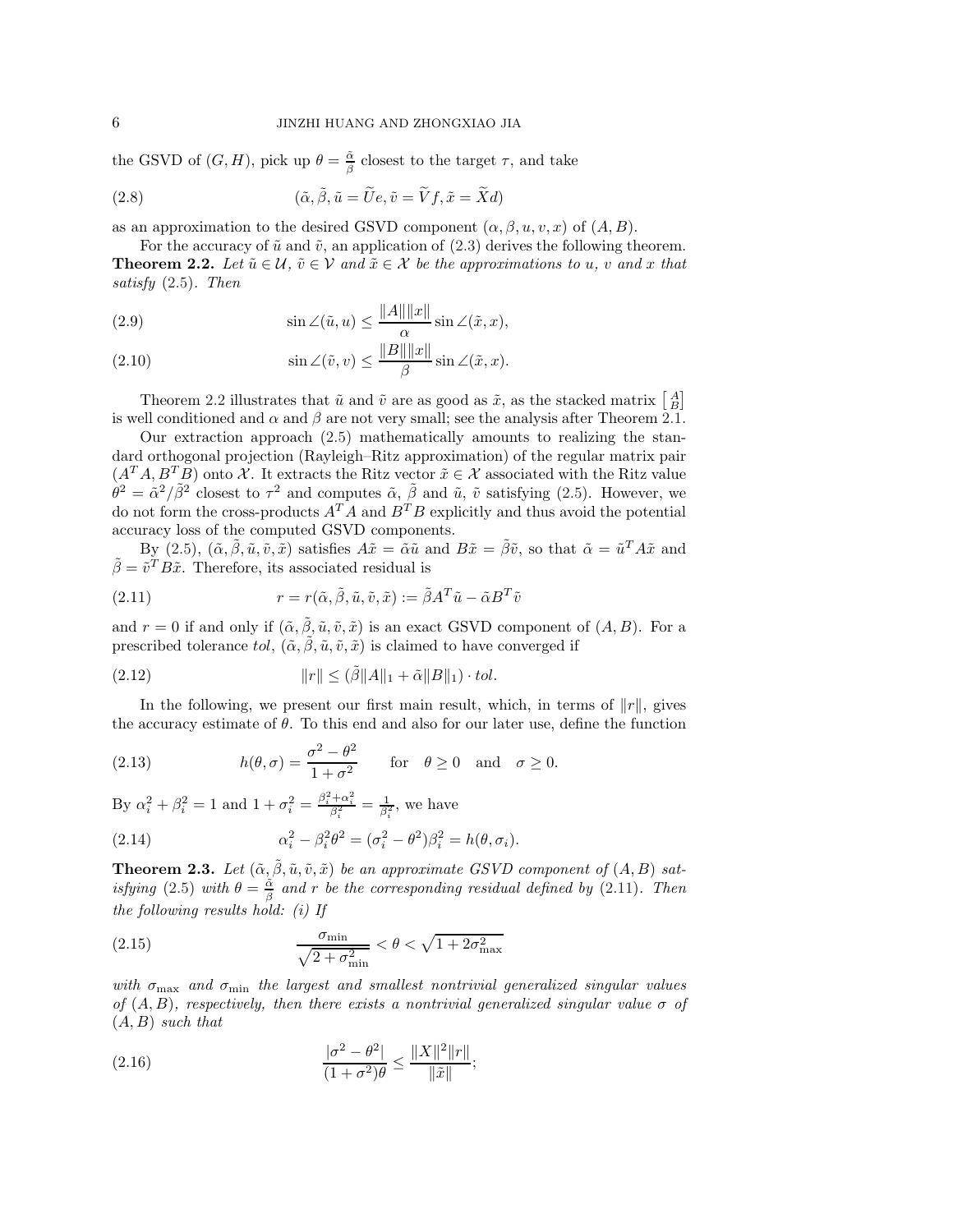the GSVD of $(G, H)$, pick up $\theta = \frac{\tilde{\alpha}}{\tilde{\beta}}$ closest to the target $\tau$, and take

$$(\tilde{\alpha}, \tilde{\beta}, \tilde{u} = \widetilde{U}e, \tilde{v} = \widetilde{V}f, \tilde{x} = \widetilde{X}d) \tag{2.8}$$

as an approximation to the desired GSVD component $(\alpha, \beta, u, v, x)$ of $(A, B)$.

For the accuracy of $\tilde{u}$ and $\tilde{v}$, an application of (2.3) derives the following theorem.

**Theorem 2.2.** *Let $\tilde{u} \in \mathcal{U}$, $\tilde{v} \in \mathcal{V}$ and $\tilde{x} \in \mathcal{X}$ be the approximations to $u$, $v$ and $x$ that satisfy* (2.5)*. Then*

$$\sin \angle(\tilde{u}, u) \leq \frac{\|A\| \|x\|}{\alpha} \sin \angle(\tilde{x}, x), \tag{2.9}$$

$$\sin \angle(\tilde{v}, v) \leq \frac{\|B\| \|x\|}{\beta} \sin \angle(\tilde{x}, x). \tag{2.10}$$

Theorem 2.2 illustrates that $\tilde{u}$ and $\tilde{v}$ are as good as $\tilde{x}$, as the stacked matrix $\left[\begin{smallmatrix} A \\ B \end{smallmatrix}\right]$ is well conditioned and $\alpha$ and $\beta$ are not very small; see the analysis after Theorem 2.1.

Our extraction approach (2.5) mathematically amounts to realizing the standard orthogonal projection (Rayleigh–Ritz approximation) of the regular matrix pair $(A^TA, B^TB)$ onto $\mathcal{X}$. It extracts the Ritz vector $\tilde{x} \in \mathcal{X}$ associated with the Ritz value $\theta^2 = \tilde{\alpha}^2/\tilde{\beta}^2$ closest to $\tau^2$ and computes $\tilde{\alpha}$, $\tilde{\beta}$ and $\tilde{u}$, $\tilde{v}$ satisfying (2.5). However, we do not form the cross-products $A^TA$ and $B^TB$ explicitly and thus avoid the potential accuracy loss of the computed GSVD components.

By (2.5), $(\tilde{\alpha}, \tilde{\beta}, \tilde{u}, \tilde{v}, \tilde{x})$ satisfies $A\tilde{x} = \tilde{\alpha}\tilde{u}$ and $B\tilde{x} = \tilde{\beta}\tilde{v}$, so that $\tilde{\alpha} = \tilde{u}^TA\tilde{x}$ and $\tilde{\beta} = \tilde{v}^TB\tilde{x}$. Therefore, its associated residual is

$$r = r(\tilde{\alpha}, \tilde{\beta}, \tilde{u}, \tilde{v}, \tilde{x}) := \tilde{\beta}A^T\tilde{u} - \tilde{\alpha}B^T\tilde{v} \tag{2.11}$$

and $r = 0$ if and only if $(\tilde{\alpha}, \tilde{\beta}, \tilde{u}, \tilde{v}, \tilde{x})$ is an exact GSVD component of $(A, B)$. For a prescribed tolerance $tol$, $(\tilde{\alpha}, \tilde{\beta}, \tilde{u}, \tilde{v}, \tilde{x})$ is claimed to have converged if

$$\|r\| \leq (\tilde{\beta}\|A\|_1 + \tilde{\alpha}\|B\|_1) \cdot tol. \tag{2.12}$$

In the following, we present our first main result, which, in terms of $\|r\|$, gives the accuracy estimate of $\theta$. To this end and also for our later use, define the function

$$h(\theta, \sigma) = \frac{\sigma^2 - \theta^2}{1 + \sigma^2} \qquad \text{for} \quad \theta \geq 0 \quad \text{and} \quad \sigma \geq 0. \tag{2.13}$$

By $\alpha_i^2 + \beta_i^2 = 1$ and $1 + \sigma_i^2 = \frac{\beta_i^2 + \alpha_i^2}{\beta_i^2} = \frac{1}{\beta_i^2}$, we have

$$\alpha_i^2 - \beta_i^2\theta^2 = (\sigma_i^2 - \theta^2)\beta_i^2 = h(\theta, \sigma_i). \tag{2.14}$$

**Theorem 2.3.** *Let $(\tilde{\alpha}, \tilde{\beta}, \tilde{u}, \tilde{v}, \tilde{x})$ be an approximate GSVD component of $(A, B)$ satisfying* (2.5) *with $\theta = \frac{\tilde{\alpha}}{\tilde{\beta}}$ and $r$ be the corresponding residual defined by* (2.11)*. Then the following results hold: (i) If*

$$\frac{\sigma_{\min}}{\sqrt{2 + \sigma_{\min}^2}} < \theta < \sqrt{1 + 2\sigma_{\max}^2} \tag{2.15}$$

*with $\sigma_{\max}$ and $\sigma_{\min}$ the largest and smallest nontrivial generalized singular values of $(A, B)$, respectively, then there exists a nontrivial generalized singular value $\sigma$ of $(A, B)$ such that*

$$\frac{|\sigma^2 - \theta^2|}{(1 + \sigma^2)\theta} \leq \frac{\|X\|^2 \|r\|}{\|\tilde{x}\|}; \tag{2.16}$$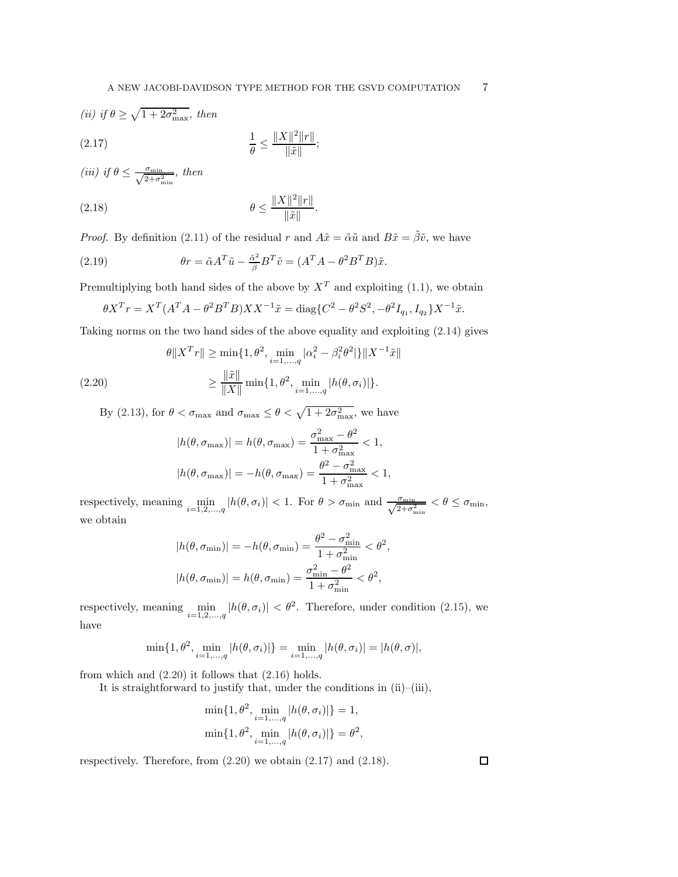*(ii) if* $\theta \geq \sqrt{1+2\sigma_{\max}^2}$*, then*

$$\frac{1}{\theta} \leq \frac{\|X\|^2\|r\|}{\|\tilde{x}\|}; \tag{2.17}$$

*(iii) if* $\theta \leq \frac{\sigma_{\min}}{\sqrt{2+\sigma_{\min}^2}}$*, then*

$$\theta \leq \frac{\|X\|^2\|r\|}{\|\tilde{x}\|}. \tag{2.18}$$

*Proof.* By definition (2.11) of the residual $r$ and $A\tilde{x} = \tilde{\alpha}\tilde{u}$ and $B\tilde{x} = \tilde{\beta}\tilde{v}$, we have

$$\theta r = \tilde{\alpha} A^T \tilde{u} - \tfrac{\tilde{\alpha}^2}{\beta} B^T \tilde{v} = (A^T A - \theta^2 B^T B)\tilde{x}. \tag{2.19}$$

Premultiplying both hand sides of the above by $X^T$ and exploiting (1.1), we obtain

$$\theta X^T r = X^T (A^T A - \theta^2 B^T B) X X^{-1} \tilde{x} = \mathrm{diag}\{C^2 - \theta^2 S^2, -\theta^2 I_{q_1}, I_{q_2}\} X^{-1}\tilde{x}.$$

Taking norms on the two hand sides of the above equality and exploiting (2.14) gives

$$\begin{aligned} \theta \|X^T r\| &\geq \min\{1, \theta^2, \min_{i=1,\dots,q} |\alpha_i^2 - \beta_i^2\theta^2|\} \|X^{-1}\tilde{x}\| \\ &\geq \frac{\|\tilde{x}\|}{\|X\|} \min\{1, \theta^2, \min_{i=1,\dots,q} |h(\theta, \sigma_i)|\}. \end{aligned} \tag{2.20}$$

By (2.13), for $\theta < \sigma_{\max}$ and $\sigma_{\max} \leq \theta < \sqrt{1+2\sigma_{\max}^2}$, we have

$$|h(\theta, \sigma_{\max})| = h(\theta, \sigma_{\max}) = \frac{\sigma_{\max}^2 - \theta^2}{1+\sigma_{\max}^2} < 1,$$

$$|h(\theta, \sigma_{\max})| = -h(\theta, \sigma_{\max}) = \frac{\theta^2 - \sigma_{\max}^2}{1+\sigma_{\max}^2} < 1,$$

respectively, meaning $\min_{i=1,2,\dots,q} |h(\theta, \sigma_i)| < 1$. For $\theta > \sigma_{\min}$ and $\frac{\sigma_{\min}}{\sqrt{2+\sigma_{\min}^2}} < \theta \leq \sigma_{\min}$, we obtain

$$|h(\theta, \sigma_{\min})| = -h(\theta, \sigma_{\min}) = \frac{\theta^2 - \sigma_{\min}^2}{1+\sigma_{\min}^2} < \theta^2,$$

$$|h(\theta, \sigma_{\min})| = h(\theta, \sigma_{\min}) = \frac{\sigma_{\min}^2 - \theta^2}{1+\sigma_{\min}^2} < \theta^2,$$

respectively, meaning $\min_{i=1,2,\dots,q} |h(\theta, \sigma_i)| < \theta^2$. Therefore, under condition (2.15), we have

$$\min\{1, \theta^2, \min_{i=1,\dots,q} |h(\theta, \sigma_i)|\} = \min_{i=1,\dots,q} |h(\theta, \sigma_i)| = |h(\theta, \sigma)|,$$

from which and (2.20) it follows that (2.16) holds.

It is straightforward to justify that, under the conditions in (ii)–(iii),

$$\min\{1, \theta^2, \min_{i=1,\dots,q} |h(\theta, \sigma_i)|\} = 1,$$
$$\min\{1, \theta^2, \min_{i=1,\dots,q} |h(\theta, \sigma_i)|\} = \theta^2,$$

respectively. Therefore, from (2.20) we obtain (2.17) and (2.18). ◻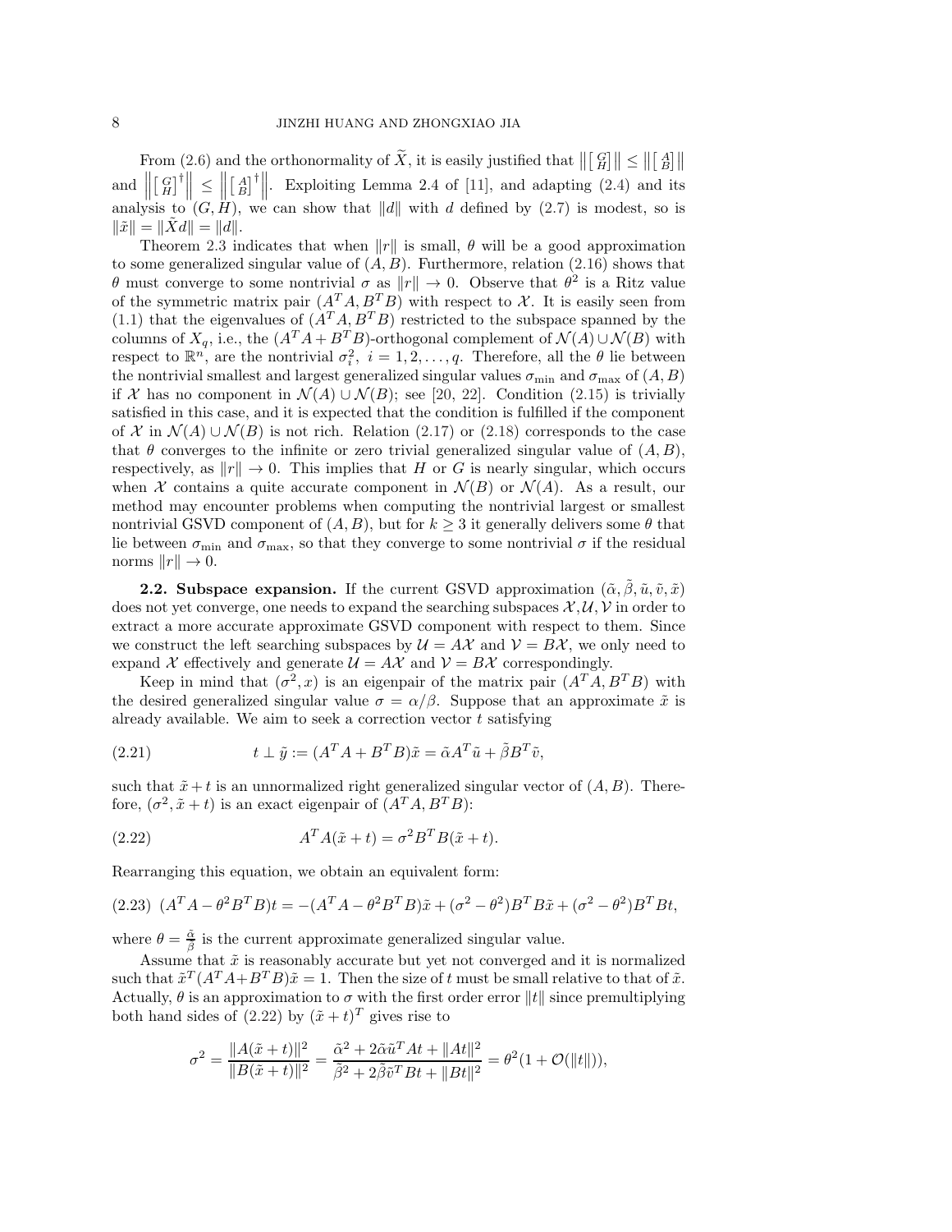From (2.6) and the orthonormality of $\widetilde{X}$, it is easily justified that $\left\|\left[\begin{smallmatrix} G \\ H \end{smallmatrix}\right]\right\| \leq \left\|\left[\begin{smallmatrix} A \\ B \end{smallmatrix}\right]\right\|$ and $\left\|\left[\begin{smallmatrix} G \\ H \end{smallmatrix}\right]^{\dagger}\right\| \leq \left\|\left[\begin{smallmatrix} A \\ B \end{smallmatrix}\right]^{\dagger}\right\|$. Exploiting Lemma 2.4 of [11], and adapting (2.4) and its analysis to $(G, H)$, we can show that $\|d\|$ with $d$ defined by (2.7) is modest, so is $\|\tilde{x}\| = \|\tilde{X}d\| = \|d\|$.

Theorem 2.3 indicates that when $\|r\|$ is small, $\theta$ will be a good approximation to some generalized singular value of $(A, B)$. Furthermore, relation (2.16) shows that $\theta$ must converge to some nontrivial $\sigma$ as $\|r\| \to 0$. Observe that $\theta^2$ is a Ritz value of the symmetric matrix pair $(A^TA, B^TB)$ with respect to $\mathcal{X}$. It is easily seen from (1.1) that the eigenvalues of $(A^TA, B^TB)$ restricted to the subspace spanned by the columns of $X_q$, i.e., the $(A^TA+B^TB)$-orthogonal complement of $\mathcal{N}(A) \cup \mathcal{N}(B)$ with respect to $\mathbb{R}^n$, are the nontrivial $\sigma_i^2$, $i = 1, 2, \ldots, q$. Therefore, all the $\theta$ lie between the nontrivial smallest and largest generalized singular values $\sigma_{\min}$ and $\sigma_{\max}$ of $(A, B)$ if $\mathcal{X}$ has no component in $\mathcal{N}(A) \cup \mathcal{N}(B)$; see [20, 22]. Condition (2.15) is trivially satisfied in this case, and it is expected that the condition is fulfilled if the component of $\mathcal{X}$ in $\mathcal{N}(A) \cup \mathcal{N}(B)$ is not rich. Relation (2.17) or (2.18) corresponds to the case that $\theta$ converges to the infinite or zero trivial generalized singular value of $(A, B)$, respectively, as $\|r\| \to 0$. This implies that $H$ or $G$ is nearly singular, which occurs when $\mathcal{X}$ contains a quite accurate component in $\mathcal{N}(B)$ or $\mathcal{N}(A)$. As a result, our method may encounter problems when computing the nontrivial largest or smallest nontrivial GSVD component of $(A, B)$, but for $k \geq 3$ it generally delivers some $\theta$ that lie between $\sigma_{\min}$ and $\sigma_{\max}$, so that they converge to some nontrivial $\sigma$ if the residual norms $\|r\| \to 0$.

**2.2. Subspace expansion.** If the current GSVD approximation $(\tilde{\alpha}, \tilde{\beta}, \tilde{u}, \tilde{v}, \tilde{x})$ does not yet converge, one needs to expand the searching subspaces $\mathcal{X}, \mathcal{U}, \mathcal{V}$ in order to extract a more accurate approximate GSVD component with respect to them. Since we construct the left searching subspaces by $\mathcal{U} = A\mathcal{X}$ and $\mathcal{V} = B\mathcal{X}$, we only need to expand $\mathcal{X}$ effectively and generate $\mathcal{U} = A\mathcal{X}$ and $\mathcal{V} = B\mathcal{X}$ correspondingly.

Keep in mind that $(\sigma^2, x)$ is an eigenpair of the matrix pair $(A^TA, B^TB)$ with the desired generalized singular value $\sigma = \alpha/\beta$. Suppose that an approximate $\tilde{x}$ is already available. We aim to seek a correction vector $t$ satisfying

$$t \perp \tilde{y} := (A^TA + B^TB)\tilde{x} = \tilde{\alpha}A^T\tilde{u} + \tilde{\beta}B^T\tilde{v}, \tag{2.21}$$

such that $\tilde{x} + t$ is an unnormalized right generalized singular vector of $(A, B)$. Therefore, $(\sigma^2, \tilde{x} + t)$ is an exact eigenpair of $(A^TA, B^TB)$:

$$A^TA(\tilde{x} + t) = \sigma^2 B^TB(\tilde{x} + t). \tag{2.22}$$

Rearranging this equation, we obtain an equivalent form:

$$(A^TA - \theta^2 B^TB)t = -(A^TA - \theta^2 B^TB)\tilde{x} + (\sigma^2 - \theta^2)B^TB\tilde{x} + (\sigma^2 - \theta^2)B^TBt, \tag{2.23}$$

where $\theta = \frac{\tilde{\alpha}}{\tilde{\beta}}$ is the current approximate generalized singular value.

Assume that $\tilde{x}$ is reasonably accurate but yet not converged and it is normalized such that $\tilde{x}^T(A^TA+B^TB)\tilde{x} = 1$. Then the size of $t$ must be small relative to that of $\tilde{x}$. Actually, $\theta$ is an approximation to $\sigma$ with the first order error $\|t\|$ since premultiplying both hand sides of (2.22) by $(\tilde{x} + t)^T$ gives rise to

$$\sigma^2 = \frac{\|A(\tilde{x} + t)\|^2}{\|B(\tilde{x} + t)\|^2} = \frac{\tilde{\alpha}^2 + 2\tilde{\alpha}\tilde{u}^TAt + \|At\|^2}{\tilde{\beta}^2 + 2\tilde{\beta}\tilde{v}^TBt + \|Bt\|^2} = \theta^2(1 + \mathcal{O}(\|t\|)),$$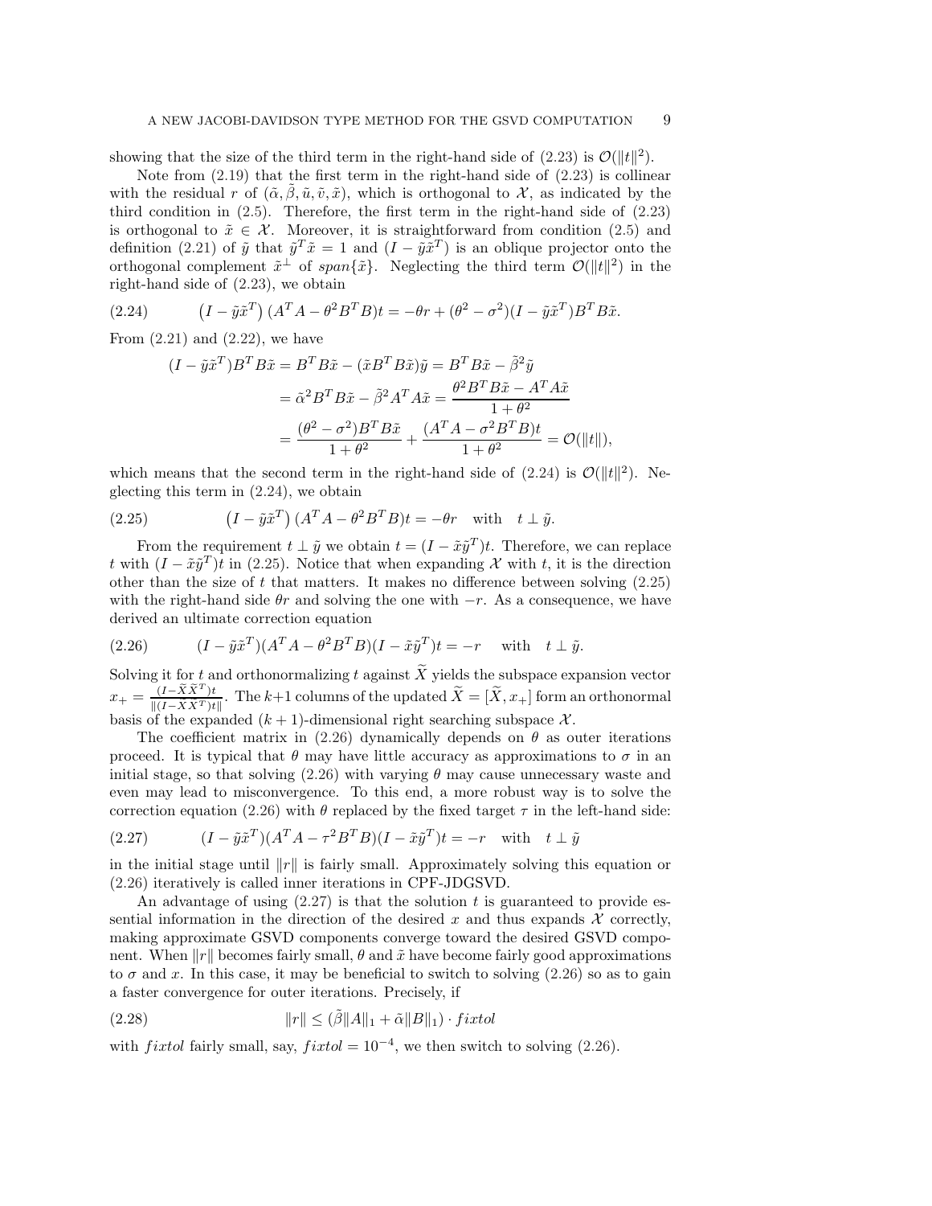showing that the size of the third term in the right-hand side of (2.23) is $\mathcal{O}(\|t\|^2)$.

Note from (2.19) that the first term in the right-hand side of (2.23) is collinear with the residual $r$ of $(\tilde{\alpha}, \tilde{\beta}, \tilde{u}, \tilde{v}, \tilde{x})$, which is orthogonal to $\mathcal{X}$, as indicated by the third condition in (2.5). Therefore, the first term in the right-hand side of (2.23) is orthogonal to $\tilde{x} \in \mathcal{X}$. Moreover, it is straightforward from condition (2.5) and definition (2.21) of $\tilde{y}$ that $\tilde{y}^T\tilde{x} = 1$ and $(I - \tilde{y}\tilde{x}^T)$ is an oblique projector onto the orthogonal complement $\tilde{x}^{\perp}$ of $span\{\tilde{x}\}$. Neglecting the third term $\mathcal{O}(\|t\|^2)$ in the right-hand side of (2.23), we obtain

$$
\left(I - \tilde{y}\tilde{x}^T\right)(A^TA - \theta^2 B^TB)t = -\theta r + (\theta^2 - \sigma^2)(I - \tilde{y}\tilde{x}^T)B^TB\tilde{x}. \tag{2.24}
$$

From (2.21) and (2.22), we have

$$
\begin{aligned}
(I - \tilde{y}\tilde{x}^T)B^TB\tilde{x} &= B^TB\tilde{x} - (\tilde{x}B^TB\tilde{x})\tilde{y} = B^TB\tilde{x} - \tilde{\beta}^2\tilde{y} \\
&= \tilde{\alpha}^2 B^TB\tilde{x} - \tilde{\beta}^2 A^TA\tilde{x} = \frac{\theta^2 B^TB\tilde{x} - A^TA\tilde{x}}{1+\theta^2} \\
&= \frac{(\theta^2 - \sigma^2)B^TB\tilde{x}}{1+\theta^2} + \frac{(A^TA - \sigma^2 B^TB)t}{1+\theta^2} = \mathcal{O}(\|t\|),
\end{aligned}
$$

which means that the second term in the right-hand side of (2.24) is $\mathcal{O}(\|t\|^2)$. Neglecting this term in (2.24), we obtain

$$
\left(I - \tilde{y}\tilde{x}^T\right)(A^TA - \theta^2 B^TB)t = -\theta r \quad \text{with} \quad t \perp \tilde{y}. \tag{2.25}
$$

From the requirement $t \perp \tilde{y}$ we obtain $t = (I - \tilde{x}\tilde{y}^T)t$. Therefore, we can replace $t$ with $(I - \tilde{x}\tilde{y}^T)t$ in (2.25). Notice that when expanding $\mathcal{X}$ with $t$, it is the direction other than the size of $t$ that matters. It makes no difference between solving (2.25) with the right-hand side $\theta r$ and solving the one with $-r$. As a consequence, we have derived an ultimate correction equation

$$
(I - \tilde{y}\tilde{x}^T)(A^TA - \theta^2 B^TB)(I - \tilde{x}\tilde{y}^T)t = -r \quad \text{with} \quad t \perp \tilde{y}. \tag{2.26}
$$

Solving it for $t$ and orthonormalizing $t$ against $\widetilde{X}$ yields the subspace expansion vector $x_+ = \frac{(I - \widetilde{X}\widetilde{X}^T)t}{\|(I - \widetilde{X}\widetilde{X}^T)t\|}$. The $k+1$ columns of the updated $\widetilde{X} = [\widetilde{X}, x_+]$ form an orthonormal basis of the expanded $(k+1)$-dimensional right searching subspace $\mathcal{X}$.

The coefficient matrix in (2.26) dynamically depends on $\theta$ as outer iterations proceed. It is typical that $\theta$ may have little accuracy as approximations to $\sigma$ in an initial stage, so that solving (2.26) with varying $\theta$ may cause unnecessary waste and even may lead to misconvergence. To this end, a more robust way is to solve the correction equation (2.26) with $\theta$ replaced by the fixed target $\tau$ in the left-hand side:

$$
(I - \tilde{y}\tilde{x}^T)(A^TA - \tau^2 B^TB)(I - \tilde{x}\tilde{y}^T)t = -r \quad \text{with} \quad t \perp \tilde{y} \tag{2.27}
$$

in the initial stage until $\|r\|$ is fairly small. Approximately solving this equation or (2.26) iteratively is called inner iterations in CPF-JDGSVD.

An advantage of using (2.27) is that the solution $t$ is guaranteed to provide essential information in the direction of the desired $x$ and thus expands $\mathcal{X}$ correctly, making approximate GSVD components converge toward the desired GSVD component. When $\|r\|$ becomes fairly small, $\theta$ and $\tilde{x}$ have become fairly good approximations to $\sigma$ and $x$. In this case, it may be beneficial to switch to solving (2.26) so as to gain a faster convergence for outer iterations. Precisely, if

$$
\|r\| \leq (\tilde{\beta}\|A\|_1 + \tilde{\alpha}\|B\|_1) \cdot fixtol \tag{2.28}
$$

with $fixtol$ fairly small, say, $fixtol = 10^{-4}$, we then switch to solving (2.26).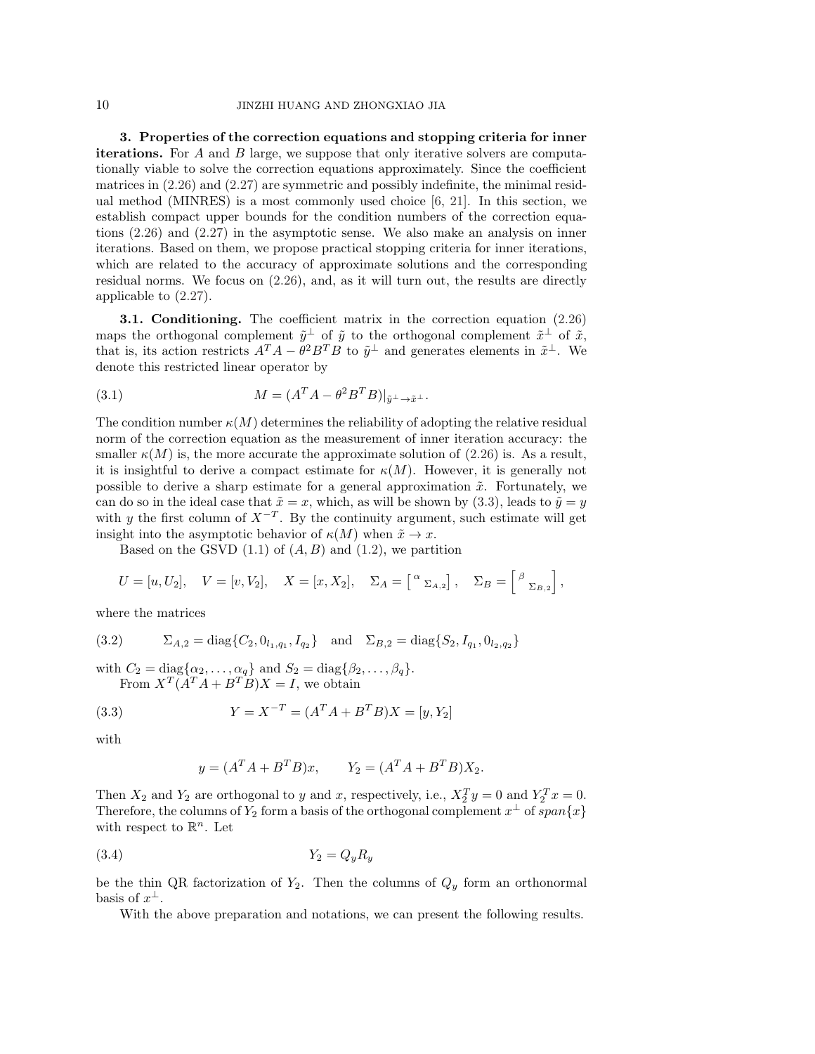## 3. Properties of the correction equations and stopping criteria for inner iterations.

For $A$ and $B$ large, we suppose that only iterative solvers are computationally viable to solve the correction equations approximately. Since the coefficient matrices in (2.26) and (2.27) are symmetric and possibly indefinite, the minimal residual method (MINRES) is a most commonly used choice [6, 21]. In this section, we establish compact upper bounds for the condition numbers of the correction equations (2.26) and (2.27) in the asymptotic sense. We also make an analysis on inner iterations. Based on them, we propose practical stopping criteria for inner iterations, which are related to the accuracy of approximate solutions and the corresponding residual norms. We focus on (2.26), and, as it will turn out, the results are directly applicable to (2.27).

### 3.1. Conditioning.

The coefficient matrix in the correction equation (2.26) maps the orthogonal complement $\tilde{y}^{\perp}$ of $\tilde{y}$ to the orthogonal complement $\tilde{x}^{\perp}$ of $\tilde{x}$, that is, its action restricts $A^TA - \theta^2 B^TB$ to $\tilde{y}^{\perp}$ and generates elements in $\tilde{x}^{\perp}$. We denote this restricted linear operator by

$$M = (A^TA - \theta^2 B^TB)|_{\tilde{y}^{\perp} \to \tilde{x}^{\perp}}. \tag{3.1}$$

The condition number $\kappa(M)$ determines the reliability of adopting the relative residual norm of the correction equation as the measurement of inner iteration accuracy: the smaller $\kappa(M)$ is, the more accurate the approximate solution of (2.26) is. As a result, it is insightful to derive a compact estimate for $\kappa(M)$. However, it is generally not possible to derive a sharp estimate for a general approximation $\tilde{x}$. Fortunately, we can do so in the ideal case that $\tilde{x} = x$, which, as will be shown by (3.3), leads to $\tilde{y} = y$ with $y$ the first column of $X^{-T}$. By the continuity argument, such estimate will get insight into the asymptotic behavior of $\kappa(M)$ when $\tilde{x} \to x$.

Based on the GSVD (1.1) of $(A, B)$ and (1.2), we partition

$$U = [u, U_2], \quad V = [v, V_2], \quad X = [x, X_2], \quad \Sigma_A = \begin{bmatrix} \alpha & \\ & \Sigma_{A,2} \end{bmatrix}, \quad \Sigma_B = \begin{bmatrix} \beta & \\ & \Sigma_{B,2} \end{bmatrix},$$

where the matrices

$$\Sigma_{A,2} = \operatorname{diag}\{C_2, 0_{l_1,q_1}, I_{q_2}\} \quad \text{and} \quad \Sigma_{B,2} = \operatorname{diag}\{S_2, I_{q_1}, 0_{l_2,q_2}\} \tag{3.2}$$

with $C_2 = \operatorname{diag}\{\alpha_2, \ldots, \alpha_q\}$ and $S_2 = \operatorname{diag}\{\beta_2, \ldots, \beta_q\}$.

From $X^T(A^TA + B^TB)X = I$, we obtain

$$Y = X^{-T} = (A^TA + B^TB)X = [y, Y_2] \tag{3.3}$$

with

$$y = (A^TA + B^TB)x, \qquad Y_2 = (A^TA + B^TB)X_2.$$

Then $X_2$ and $Y_2$ are orthogonal to $y$ and $x$, respectively, i.e., $X_2^Ty = 0$ and $Y_2^Tx = 0$. Therefore, the columns of $Y_2$ form a basis of the orthogonal complement $x^{\perp}$ of $span\{x\}$ with respect to $\mathbb{R}^n$. Let

$$Y_2 = Q_yR_y \tag{3.4}$$

be the thin QR factorization of $Y_2$. Then the columns of $Q_y$ form an orthonormal basis of $x^{\perp}$.

With the above preparation and notations, we can present the following results.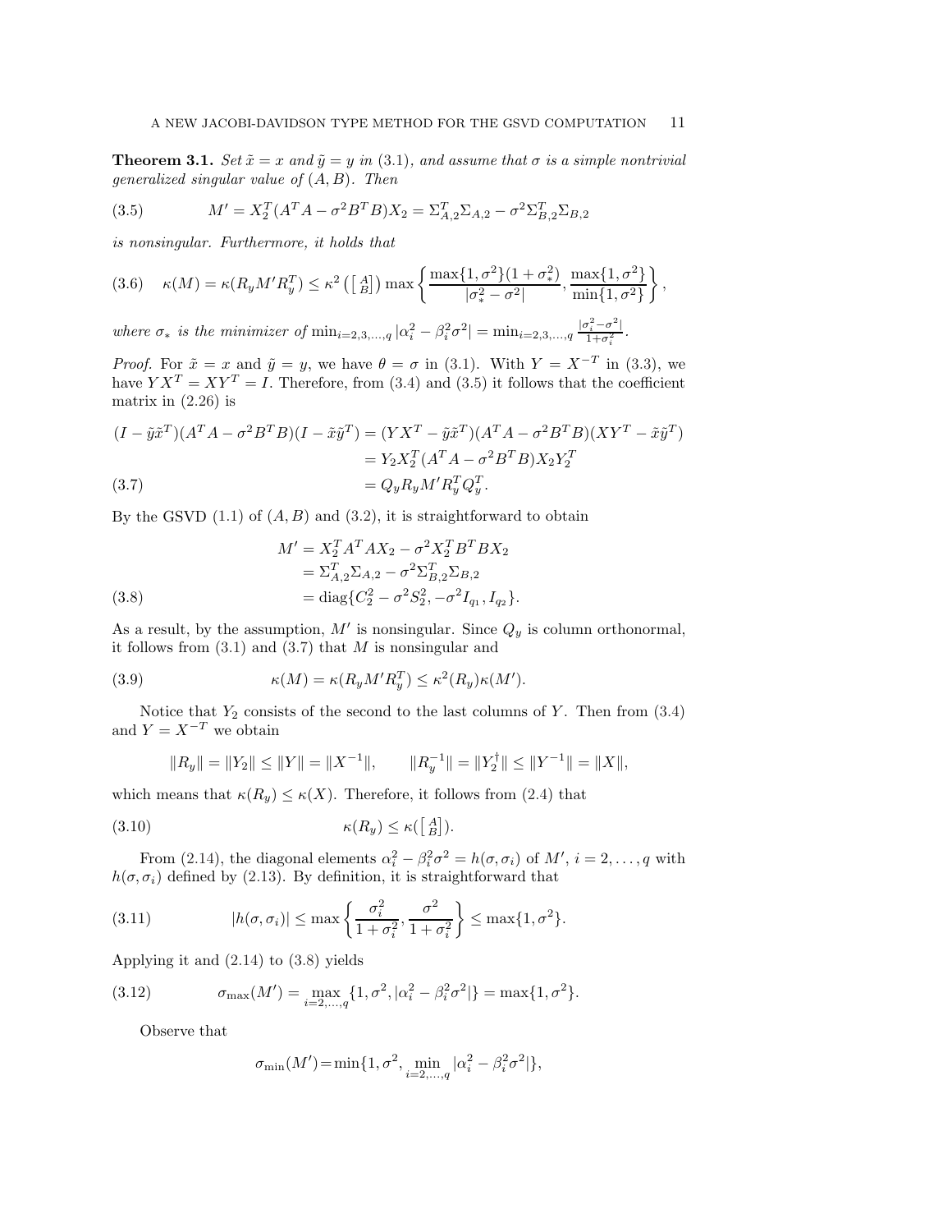**Theorem 3.1.** *Set $\tilde{x} = x$ and $\tilde{y} = y$ in (3.1), and assume that $\sigma$ is a simple nontrivial generalized singular value of $(A, B)$. Then*

$$M' = X_2^T(A^TA - \sigma^2 B^TB)X_2 = \Sigma_{A,2}^T\Sigma_{A,2} - \sigma^2\Sigma_{B,2}^T\Sigma_{B,2} \tag{3.5}$$

*is nonsingular. Furthermore, it holds that*

$$\kappa(M) = \kappa(R_yM'R_y^T) \leq \kappa^2\left(\left[\begin{smallmatrix} A \\ B \end{smallmatrix}\right]\right)\max\left\{\frac{\max\{1,\sigma^2\}(1+\sigma_*^2)}{|\sigma_*^2 - \sigma^2|}, \frac{\max\{1,\sigma^2\}}{\min\{1,\sigma^2\}}\right\}, \tag{3.6}$$

*where $\sigma_*$ is the minimizer of $\min_{i=2,3,\ldots,q}|\alpha_i^2 - \beta_i^2\sigma^2| = \min_{i=2,3,\ldots,q}\frac{|\sigma_i^2-\sigma^2|}{1+\sigma_i^2}$.*

*Proof.* For $\tilde{x} = x$ and $\tilde{y} = y$, we have $\theta = \sigma$ in (3.1). With $Y = X^{-T}$ in (3.3), we have $YX^T = XY^T = I$. Therefore, from (3.4) and (3.5) it follows that the coefficient matrix in (2.26) is

$$\begin{aligned}
(I - \tilde{y}\tilde{x}^T)(A^TA - \sigma^2B^TB)(I - \tilde{x}\tilde{y}^T) &= (YX^T - \tilde{y}\tilde{x}^T)(A^TA - \sigma^2B^TB)(XY^T - \tilde{x}\tilde{y}^T) \\
&= Y_2X_2^T(A^TA - \sigma^2B^TB)X_2Y_2^T \\
&= Q_yR_yM'R_y^TQ_y^T.
\end{aligned} \tag{3.7}$$

By the GSVD (1.1) of $(A, B)$ and (3.2), it is straightforward to obtain

$$\begin{aligned}
M' &= X_2^TA^TAX_2 - \sigma^2X_2^TB^TBX_2 \\
&= \Sigma_{A,2}^T\Sigma_{A,2} - \sigma^2\Sigma_{B,2}^T\Sigma_{B,2} \\
&= \operatorname{diag}\{C_2^2 - \sigma^2S_2^2, -\sigma^2I_{q_1}, I_{q_2}\}.
\end{aligned} \tag{3.8}$$

As a result, by the assumption, $M'$ is nonsingular. Since $Q_y$ is column orthonormal, it follows from (3.1) and (3.7) that $M$ is nonsingular and

$$\kappa(M) = \kappa(R_yM'R_y^T) \leq \kappa^2(R_y)\kappa(M'). \tag{3.9}$$

Notice that $Y_2$ consists of the second to the last columns of $Y$. Then from (3.4) and $Y = X^{-T}$ we obtain

$$\|R_y\| = \|Y_2\| \leq \|Y\| = \|X^{-1}\|, \qquad \|R_y^{-1}\| = \|Y_2^\dagger\| \leq \|Y^{-1}\| = \|X\|,$$

which means that $\kappa(R_y) \leq \kappa(X)$. Therefore, it follows from (2.4) that

$$\kappa(R_y) \leq \kappa(\left[\begin{smallmatrix} A \\ B \end{smallmatrix}\right]). \tag{3.10}$$

From (2.14), the diagonal elements $\alpha_i^2 - \beta_i^2\sigma^2 = h(\sigma, \sigma_i)$ of $M'$, $i = 2, \ldots, q$ with $h(\sigma, \sigma_i)$ defined by (2.13). By definition, it is straightforward that

$$|h(\sigma, \sigma_i)| \leq \max\left\{\frac{\sigma_i^2}{1+\sigma_i^2}, \frac{\sigma^2}{1+\sigma_i^2}\right\} \leq \max\{1, \sigma^2\}. \tag{3.11}$$

Applying it and (2.14) to (3.8) yields

$$\sigma_{\max}(M') = \max_{i=2,\ldots,q}\{1, \sigma^2, |\alpha_i^2 - \beta_i^2\sigma^2|\} = \max\{1, \sigma^2\}. \tag{3.12}$$

Observe that

$$\sigma_{\min}(M') = \min\{1, \sigma^2, \min_{i=2,\ldots,q}|\alpha_i^2 - \beta_i^2\sigma^2|\},$$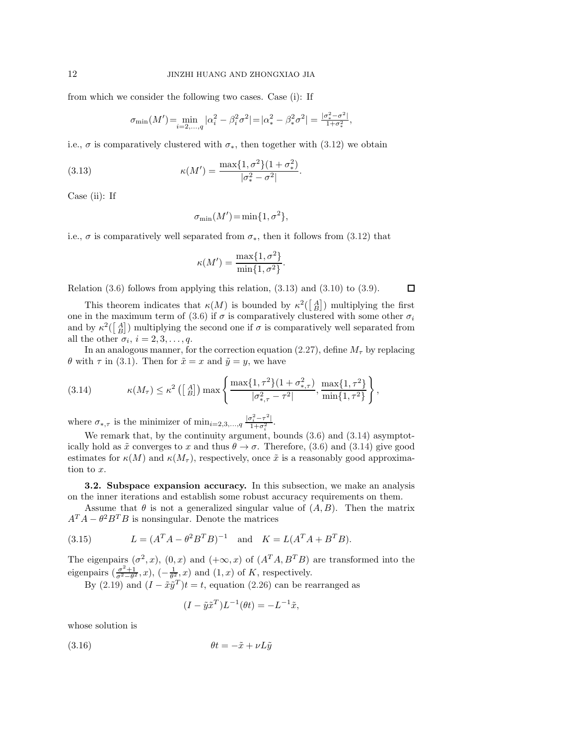from which we consider the following two cases. Case (i): If

$$\sigma_{\min}(M') = \min_{i=2,\ldots,q} |\alpha_i^2 - \beta_i^2\sigma^2| = |\alpha_*^2 - \beta_*^2\sigma^2| = \tfrac{|\sigma_*^2 - \sigma^2|}{1+\sigma_*^2},$$

i.e., $\sigma$ is comparatively clustered with $\sigma_*$, then together with (3.12) we obtain

$$\kappa(M') = \frac{\max\{1, \sigma^2\}(1+\sigma_*^2)}{|\sigma_*^2 - \sigma^2|}. \tag{3.13}$$

Case (ii): If

$$\sigma_{\min}(M') = \min\{1, \sigma^2\},$$

i.e., $\sigma$ is comparatively well separated from $\sigma_*$, then it follows from (3.12) that

$$\kappa(M') = \frac{\max\{1, \sigma^2\}}{\min\{1, \sigma^2\}}.$$

Relation (3.6) follows from applying this relation, (3.13) and (3.10) to (3.9). $\square$

This theorem indicates that $\kappa(M)$ is bounded by $\kappa^2(\left[\begin{smallmatrix} A \\ B \end{smallmatrix}\right])$ multiplying the first one in the maximum term of (3.6) if $\sigma$ is comparatively clustered with some other $\sigma_i$ and by $\kappa^2(\left[\begin{smallmatrix} A \\ B \end{smallmatrix}\right])$ multiplying the second one if $\sigma$ is comparatively well separated from all the other $\sigma_i$, $i = 2, 3, \ldots, q$.

In an analogous manner, for the correction equation (2.27), define $M_\tau$ by replacing $\theta$ with $\tau$ in (3.1). Then for $\tilde{x} = x$ and $\tilde{y} = y$, we have

$$\kappa(M_\tau) \leq \kappa^2\left(\left[\begin{smallmatrix} A \\ B \end{smallmatrix}\right]\right) \max\left\{ \frac{\max\{1, \tau^2\}(1+\sigma_{*,\tau}^2)}{|\sigma_{*,\tau}^2 - \tau^2|}, \frac{\max\{1, \tau^2\}}{\min\{1, \tau^2\}} \right\}, \tag{3.14}$$

where $\sigma_{*,\tau}$ is the minimizer of $\min_{i=2,3,\ldots,q} \frac{|\sigma_i^2 - \tau^2|}{1+\sigma_i^2}$.

We remark that, by the continuity argument, bounds (3.6) and (3.14) asymptotically hold as $\tilde{x}$ converges to $x$ and thus $\theta \to \sigma$. Therefore, (3.6) and (3.14) give good estimates for $\kappa(M)$ and $\kappa(M_\tau)$, respectively, once $\tilde{x}$ is a reasonably good approximation to $x$.

**3.2. Subspace expansion accuracy.** In this subsection, we make an analysis on the inner iterations and establish some robust accuracy requirements on them.

Assume that $\theta$ is not a generalized singular value of $(A, B)$. Then the matrix $A^T A - \theta^2 B^T B$ is nonsingular. Denote the matrices

$$L = (A^T A - \theta^2 B^T B)^{-1} \quad \text{and} \quad K = L(A^T A + B^T B). \tag{3.15}$$

The eigenpairs $(\sigma^2, x)$, $(0, x)$ and $(+\infty, x)$ of $(A^T A, B^T B)$ are transformed into the eigenpairs $(\frac{\sigma^2+1}{\sigma^2-\theta^2}, x)$, $(-\frac{1}{\theta^2}, x)$ and $(1, x)$ of $K$, respectively.

By (2.19) and $(I - \tilde{x}\tilde{y}^T)t = t$, equation (2.26) can be rearranged as

$$(I - \tilde{y}\tilde{x}^T)L^{-1}(\theta t) = -L^{-1}\tilde{x},$$

whose solution is

$$\theta t = -\tilde{x} + \nu L\tilde{y} \tag{3.16}$$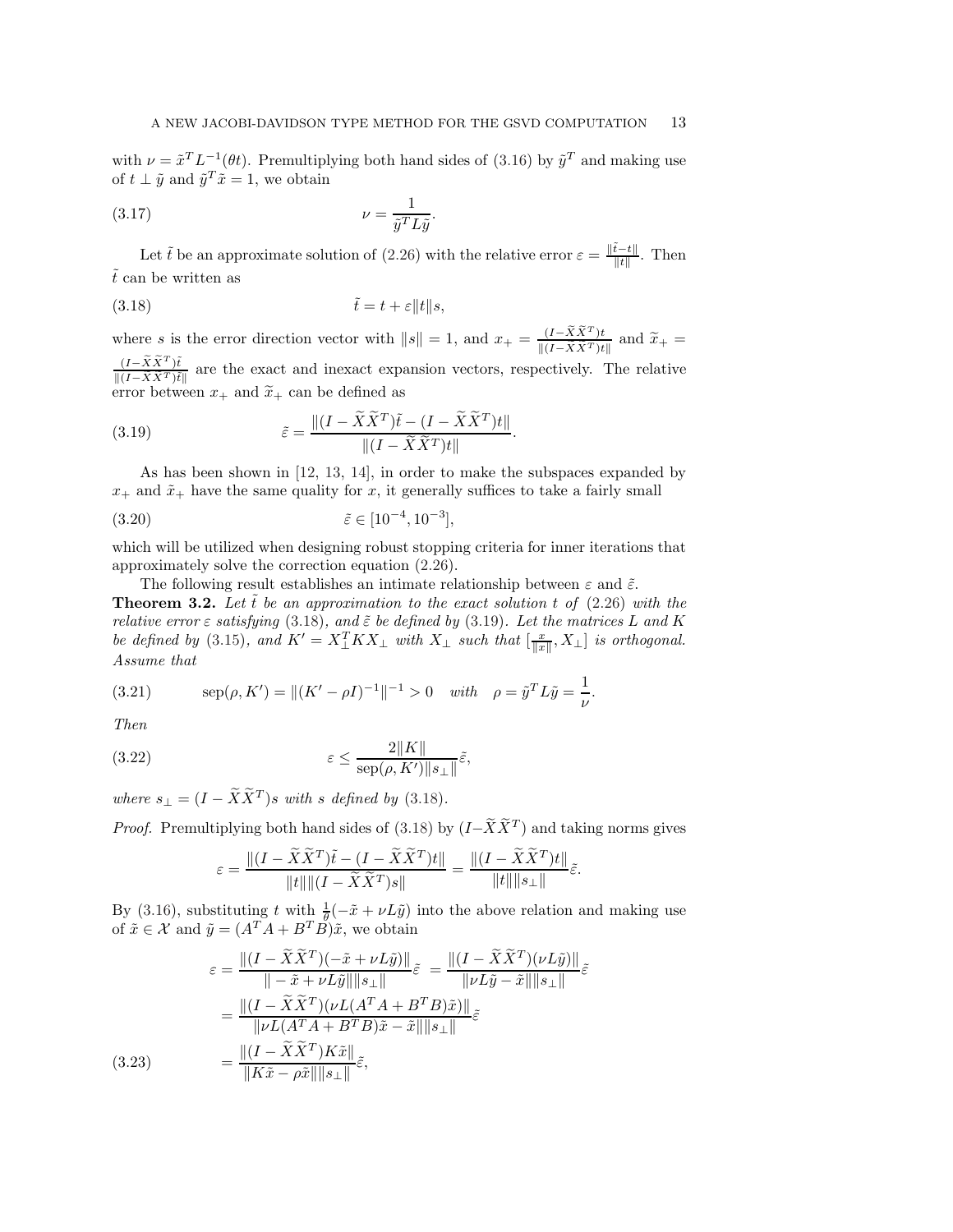with $\nu = \tilde{x}^T L^{-1}(\theta t)$. Premultiplying both hand sides of (3.16) by $\tilde{y}^T$ and making use of $t \perp \tilde{y}$ and $\tilde{y}^T \tilde{x} = 1$, we obtain

$$\nu = \frac{1}{\tilde{y}^T L \tilde{y}}. \tag{3.17}$$

Let $\tilde{t}$ be an approximate solution of (2.26) with the relative error $\varepsilon = \frac{\|\tilde{t} - t\|}{\|t\|}$. Then $\tilde{t}$ can be written as

$$\tilde{t} = t + \varepsilon \|t\| s, \tag{3.18}$$

where $s$ is the error direction vector with $\|s\| = 1$, and $x_+ = \frac{(I - \widetilde{X}\widetilde{X}^T)t}{\|(I - \widetilde{X}\widetilde{X}^T)t\|}$ and $\widetilde{x}_+ = \frac{(I - \widetilde{X}\widetilde{X}^T)\tilde{t}}{\|(I - \widetilde{X}\widetilde{X}^T)\tilde{t}\|}$ are the exact and inexact expansion vectors, respectively. The relative error between $x_+$ and $\widetilde{x}_+$ can be defined as

$$\tilde{\varepsilon} = \frac{\|(I - \widetilde{X}\widetilde{X}^T)\tilde{t} - (I - \widetilde{X}\widetilde{X}^T)t\|}{\|(I - \widetilde{X}\widetilde{X}^T)t\|}. \tag{3.19}$$

As has been shown in [12, 13, 14], in order to make the subspaces expanded by $x_+$ and $\tilde{x}_+$ have the same quality for $x$, it generally suffices to take a fairly small

$$\tilde{\varepsilon} \in [10^{-4}, 10^{-3}], \tag{3.20}$$

which will be utilized when designing robust stopping criteria for inner iterations that approximately solve the correction equation (2.26).

The following result establishes an intimate relationship between $\varepsilon$ and $\tilde{\varepsilon}$.

**Theorem 3.2.** *Let $\tilde{t}$ be an approximation to the exact solution $t$ of (2.26) with the relative error $\varepsilon$ satisfying (3.18), and $\tilde{\varepsilon}$ be defined by (3.19). Let the matrices $L$ and $K$ be defined by (3.15), and $K' = X_\perp^T K X_\perp$ with $X_\perp$ such that $[\frac{x}{\|x\|}, X_\perp]$ is orthogonal. Assume that*

$$\operatorname{sep}(\rho, K') = \|(K' - \rho I)^{-1}\|^{-1} > 0 \quad \textit{with} \quad \rho = \tilde{y}^T L \tilde{y} = \frac{1}{\nu}. \tag{3.21}$$

*Then*

$$\varepsilon \leq \frac{2\|K\|}{\operatorname{sep}(\rho, K')\|s_\perp\|}\tilde{\varepsilon}, \tag{3.22}$$

*where $s_\perp = (I - \widetilde{X}\widetilde{X}^T)s$ with $s$ defined by (3.18).*

*Proof.* Premultiplying both hand sides of (3.18) by $(I - \widetilde{X}\widetilde{X}^T)$ and taking norms gives

$$\varepsilon = \frac{\|(I - \widetilde{X}\widetilde{X}^T)\tilde{t} - (I - \widetilde{X}\widetilde{X}^T)t\|}{\|t\|\|(I - \widetilde{X}\widetilde{X}^T)s\|} = \frac{\|(I - \widetilde{X}\widetilde{X}^T)t\|}{\|t\|\|s_\perp\|}\tilde{\varepsilon}.$$

By (3.16), substituting $t$ with $\frac{1}{\theta}(-\tilde{x} + \nu L \tilde{y})$ into the above relation and making use of $\tilde{x} \in \mathcal{X}$ and $\tilde{y} = (A^T A + B^T B)\tilde{x}$, we obtain

$$\begin{aligned}
\varepsilon &= \frac{\|(I - \widetilde{X}\widetilde{X}^T)(-\tilde{x} + \nu L \tilde{y})\|}{\| -\tilde{x} + \nu L \tilde{y}\|\|s_\perp\|}\tilde{\varepsilon} = \frac{\|(I - \widetilde{X}\widetilde{X}^T)(\nu L \tilde{y})\|}{\|\nu L \tilde{y} - \tilde{x}\|\|s_\perp\|}\tilde{\varepsilon} \\
&= \frac{\|(I - \widetilde{X}\widetilde{X}^T)(\nu L (A^T A + B^T B)\tilde{x})\|}{\|\nu L (A^T A + B^T B)\tilde{x} - \tilde{x}\|\|s_\perp\|}\tilde{\varepsilon} \\
&= \frac{\|(I - \widetilde{X}\widetilde{X}^T)K\tilde{x}\|}{\|K\tilde{x} - \rho\tilde{x}\|\|s_\perp\|}\tilde{\varepsilon},
\end{aligned} \tag{3.23}$$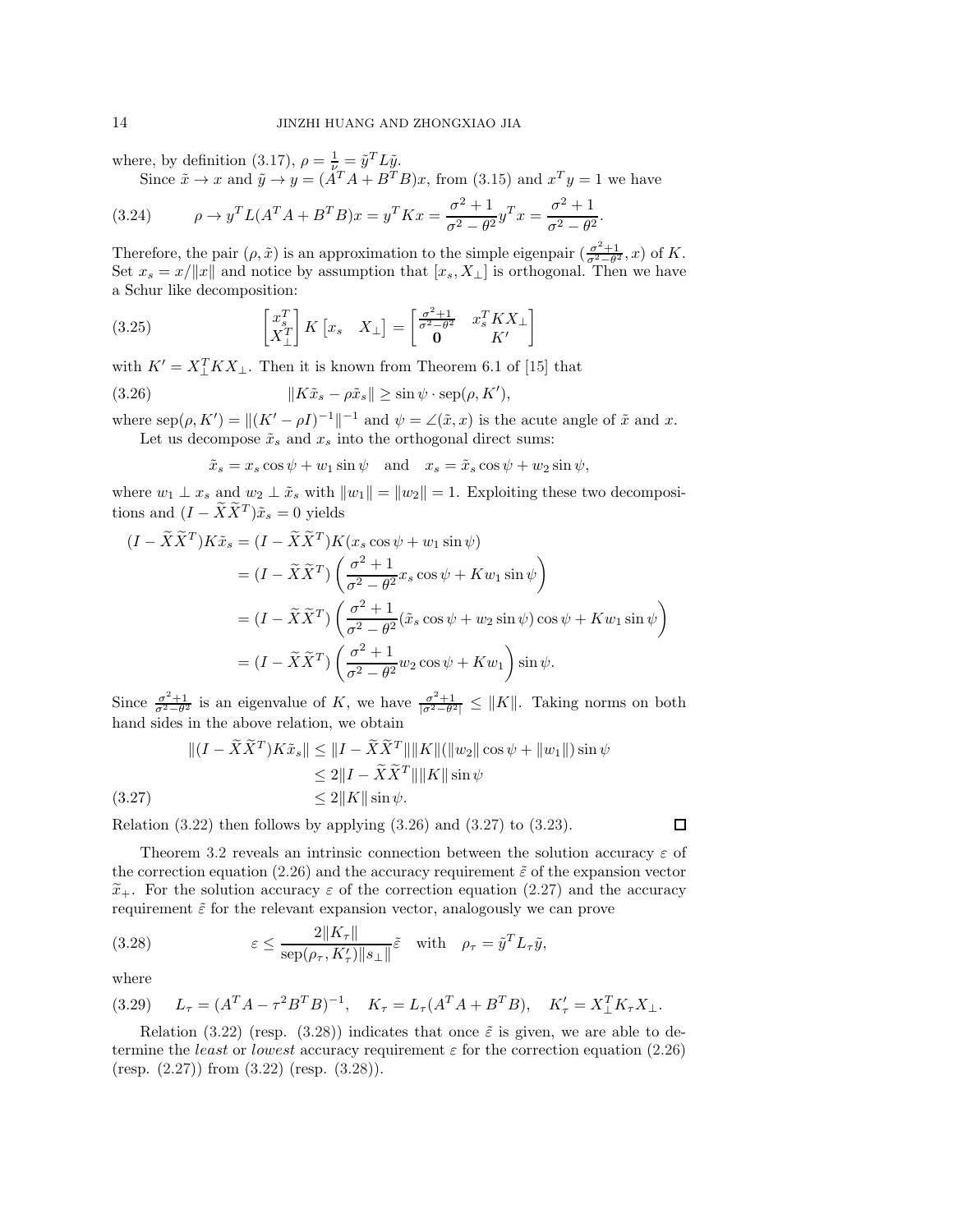where, by definition (3.17), $\rho = \frac{1}{\nu} = \tilde{y}^T L \tilde{y}$.

Since $\tilde{x} \to x$ and $\tilde{y} \to y = (A^T A + B^T B)x$, from (3.15) and $x^T y = 1$ we have

$$\rho \to y^T L (A^T A + B^T B) x = y^T K x = \frac{\sigma^2 + 1}{\sigma^2 - \theta^2} y^T x = \frac{\sigma^2 + 1}{\sigma^2 - \theta^2}. \tag{3.24}$$

Therefore, the pair $(\rho, \tilde{x})$ is an approximation to the simple eigenpair $(\frac{\sigma^2+1}{\sigma^2-\theta^2}, x)$ of $K$. Set $x_s = x/\|x\|$ and notice by assumption that $[x_s, X_\perp]$ is orthogonal. Then we have a Schur like decomposition:

$$\begin{bmatrix} x_s^T \\ X_\perp^T \end{bmatrix} K \begin{bmatrix} x_s & X_\perp \end{bmatrix} = \begin{bmatrix} \frac{\sigma^2+1}{\sigma^2-\theta^2} & x_s^T K X_\perp \\ \mathbf{0} & K' \end{bmatrix} \tag{3.25}$$

with $K' = X_\perp^T K X_\perp$. Then it is known from Theorem 6.1 of [15] that

$$\|K \tilde{x}_s - \rho \tilde{x}_s\| \geq \sin\psi \cdot \mathrm{sep}(\rho, K'), \tag{3.26}$$

where $\mathrm{sep}(\rho, K') = \|(K' - \rho I)^{-1}\|^{-1}$ and $\psi = \angle(\tilde{x}, x)$ is the acute angle of $\tilde{x}$ and $x$.

Let us decompose $\tilde{x}_s$ and $x_s$ into the orthogonal direct sums:

$$\tilde{x}_s = x_s \cos\psi + w_1 \sin\psi \quad \text{and} \quad x_s = \tilde{x}_s \cos\psi + w_2 \sin\psi,$$

where $w_1 \perp x_s$ and $w_2 \perp \tilde{x}_s$ with $\|w_1\| = \|w_2\| = 1$. Exploiting these two decompositions and $(I - \widetilde{X}\widetilde{X}^T)\tilde{x}_s = 0$ yields

$$\begin{aligned}
(I - \widetilde{X}\widetilde{X}^T) K \tilde{x}_s &= (I - \widetilde{X}\widetilde{X}^T) K (x_s \cos\psi + w_1 \sin\psi) \\
&= (I - \widetilde{X}\widetilde{X}^T) \left( \frac{\sigma^2+1}{\sigma^2-\theta^2} x_s \cos\psi + K w_1 \sin\psi \right) \\
&= (I - \widetilde{X}\widetilde{X}^T) \left( \frac{\sigma^2+1}{\sigma^2-\theta^2} (\tilde{x}_s \cos\psi + w_2 \sin\psi) \cos\psi + K w_1 \sin\psi \right) \\
&= (I - \widetilde{X}\widetilde{X}^T) \left( \frac{\sigma^2+1}{\sigma^2-\theta^2} w_2 \cos\psi + K w_1 \right) \sin\psi.
\end{aligned}$$

Since $\frac{\sigma^2+1}{\sigma^2-\theta^2}$ is an eigenvalue of $K$, we have $\frac{\sigma^2+1}{|\sigma^2-\theta^2|} \leq \|K\|$. Taking norms on both hand sides in the above relation, we obtain

$$\begin{aligned}
\|(I - \widetilde{X}\widetilde{X}^T) K \tilde{x}_s\| &\leq \|I - \widetilde{X}\widetilde{X}^T\| \|K\| (\|w_2\| \cos\psi + \|w_1\|) \sin\psi \\
&\leq 2 \|I - \widetilde{X}\widetilde{X}^T\| \|K\| \sin\psi \\
&\leq 2 \|K\| \sin\psi. 
\end{aligned} \tag{3.27}$$

Relation (3.22) then follows by applying (3.26) and (3.27) to (3.23). $\square$

Theorem 3.2 reveals an intrinsic connection between the solution accuracy $\varepsilon$ of the correction equation (2.26) and the accuracy requirement $\tilde{\varepsilon}$ of the expansion vector $\widetilde{x}_+$. For the solution accuracy $\varepsilon$ of the correction equation (2.27) and the accuracy requirement $\tilde{\varepsilon}$ for the relevant expansion vector, analogously we can prove

$$\varepsilon \leq \frac{2\|K_\tau\|}{\mathrm{sep}(\rho_\tau, K'_\tau)\|s_\perp\|} \tilde{\varepsilon} \quad \text{with} \quad \rho_\tau = \tilde{y}^T L_\tau \tilde{y}, \tag{3.28}$$

where

$$L_\tau = (A^T A - \tau^2 B^T B)^{-1}, \quad K_\tau = L_\tau (A^T A + B^T B), \quad K'_\tau = X_\perp^T K_\tau X_\perp. \tag{3.29}$$

Relation (3.22) (resp. (3.28)) indicates that once $\tilde{\varepsilon}$ is given, we are able to determine the *least* or *lowest* accuracy requirement $\varepsilon$ for the correction equation (2.26) (resp. (2.27)) from (3.22) (resp. (3.28)).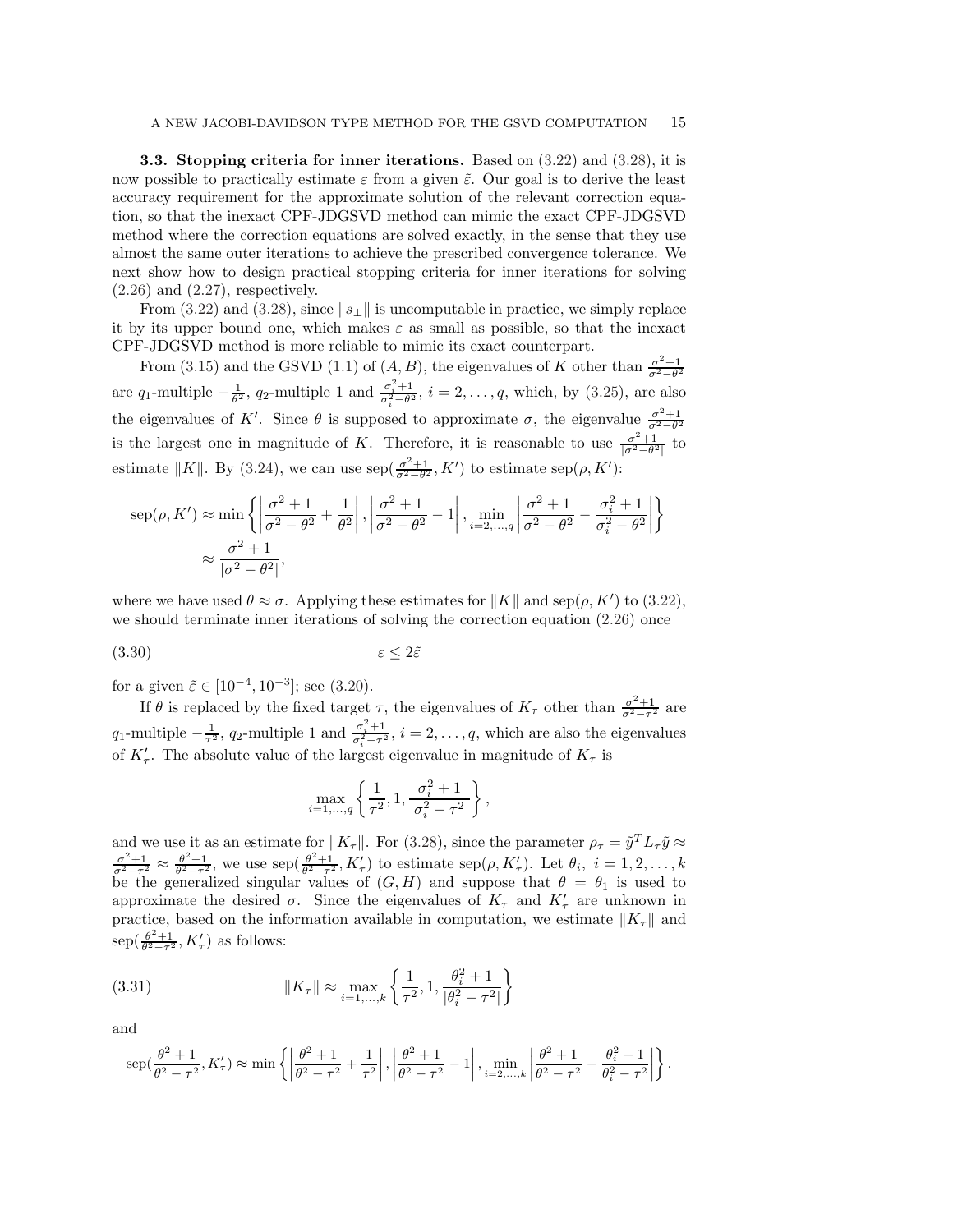**3.3. Stopping criteria for inner iterations.** Based on (3.22) and (3.28), it is now possible to practically estimate $\varepsilon$ from a given $\tilde{\varepsilon}$. Our goal is to derive the least accuracy requirement for the approximate solution of the relevant correction equation, so that the inexact CPF-JDGSVD method can mimic the exact CPF-JDGSVD method where the correction equations are solved exactly, in the sense that they use almost the same outer iterations to achieve the prescribed convergence tolerance. We next show how to design practical stopping criteria for inner iterations for solving (2.26) and (2.27), respectively.

From (3.22) and (3.28), since $\|s_\perp\|$ is uncomputable in practice, we simply replace it by its upper bound one, which makes $\varepsilon$ as small as possible, so that the inexact CPF-JDGSVD method is more reliable to mimic its exact counterpart.

From (3.15) and the GSVD (1.1) of $(A, B)$, the eigenvalues of $K$ other than $\frac{\sigma^2+1}{\sigma^2-\theta^2}$ are $q_1$-multiple $-\frac{1}{\theta^2}$, $q_2$-multiple 1 and $\frac{\sigma_i^2+1}{\sigma_i^2-\theta^2}$, $i = 2, \ldots, q$, which, by (3.25), are also the eigenvalues of $K'$. Since $\theta$ is supposed to approximate $\sigma$, the eigenvalue $\frac{\sigma^2+1}{\sigma^2-\theta^2}$ is the largest one in magnitude of $K$. Therefore, it is reasonable to use $\frac{\sigma^2+1}{|\sigma^2-\theta^2|}$ to estimate $\|K\|$. By (3.24), we can use $\operatorname{sep}(\frac{\sigma^2+1}{\sigma^2-\theta^2}, K')$ to estimate $\operatorname{sep}(\rho, K')$:

$$
\begin{aligned}
\operatorname{sep}(\rho, K') &\approx \min \left\{ \left| \frac{\sigma^2+1}{\sigma^2-\theta^2} + \frac{1}{\theta^2} \right|, \left| \frac{\sigma^2+1}{\sigma^2-\theta^2} - 1 \right|, \min_{i=2,\ldots,q} \left| \frac{\sigma^2+1}{\sigma^2-\theta^2} - \frac{\sigma_i^2+1}{\sigma_i^2-\theta^2} \right| \right\} \\
&\approx \frac{\sigma^2+1}{|\sigma^2-\theta^2|},
\end{aligned}
$$

where we have used $\theta \approx \sigma$. Applying these estimates for $\|K\|$ and $\operatorname{sep}(\rho, K')$ to (3.22), we should terminate inner iterations of solving the correction equation (2.26) once

$$
\varepsilon \leq 2\tilde{\varepsilon} \tag{3.30}
$$

for a given $\tilde{\varepsilon} \in [10^{-4}, 10^{-3}]$; see (3.20).

If $\theta$ is replaced by the fixed target $\tau$, the eigenvalues of $K_\tau$ other than $\frac{\sigma^2+1}{\sigma^2-\tau^2}$ are $q_1$-multiple $-\frac{1}{\tau^2}$, $q_2$-multiple 1 and $\frac{\sigma_i^2+1}{\sigma_i^2-\tau^2}$, $i = 2, \ldots, q$, which are also the eigenvalues of $K'_\tau$. The absolute value of the largest eigenvalue in magnitude of $K_\tau$ is

$$
\max_{i=1,\ldots,q} \left\{ \frac{1}{\tau^2}, 1, \frac{\sigma_i^2+1}{|\sigma_i^2-\tau^2|} \right\},
$$

and we use it as an estimate for $\|K_\tau\|$. For (3.28), since the parameter $\rho_\tau = \tilde{y}^T L_\tau \tilde{y} \approx \frac{\sigma^2+1}{\sigma^2-\tau^2} \approx \frac{\theta^2+1}{\theta^2-\tau^2}$, we use $\operatorname{sep}(\frac{\theta^2+1}{\theta^2-\tau^2}, K'_\tau)$ to estimate $\operatorname{sep}(\rho, K'_\tau)$. Let $\theta_i$, $i = 1, 2, \ldots, k$ be the generalized singular values of $(G, H)$ and suppose that $\theta = \theta_1$ is used to approximate the desired $\sigma$. Since the eigenvalues of $K_\tau$ and $K'_\tau$ are unknown in practice, based on the information available in computation, we estimate $\|K_\tau\|$ and $\operatorname{sep}(\frac{\theta^2+1}{\theta^2-\tau^2}, K'_\tau)$ as follows:

$$
\|K_\tau\| \approx \max_{i=1,\ldots,k} \left\{ \frac{1}{\tau^2}, 1, \frac{\theta_i^2+1}{|\theta_i^2-\tau^2|} \right\} \tag{3.31}
$$

and

$$
\operatorname{sep}(\frac{\theta^2+1}{\theta^2-\tau^2}, K'_\tau) \approx \min \left\{ \left| \frac{\theta^2+1}{\theta^2-\tau^2} + \frac{1}{\tau^2} \right|, \left| \frac{\theta^2+1}{\theta^2-\tau^2} - 1 \right|, \min_{i=2,\ldots,k} \left| \frac{\theta^2+1}{\theta^2-\tau^2} - \frac{\theta_i^2+1}{\theta_i^2-\tau^2} \right| \right\}.
$$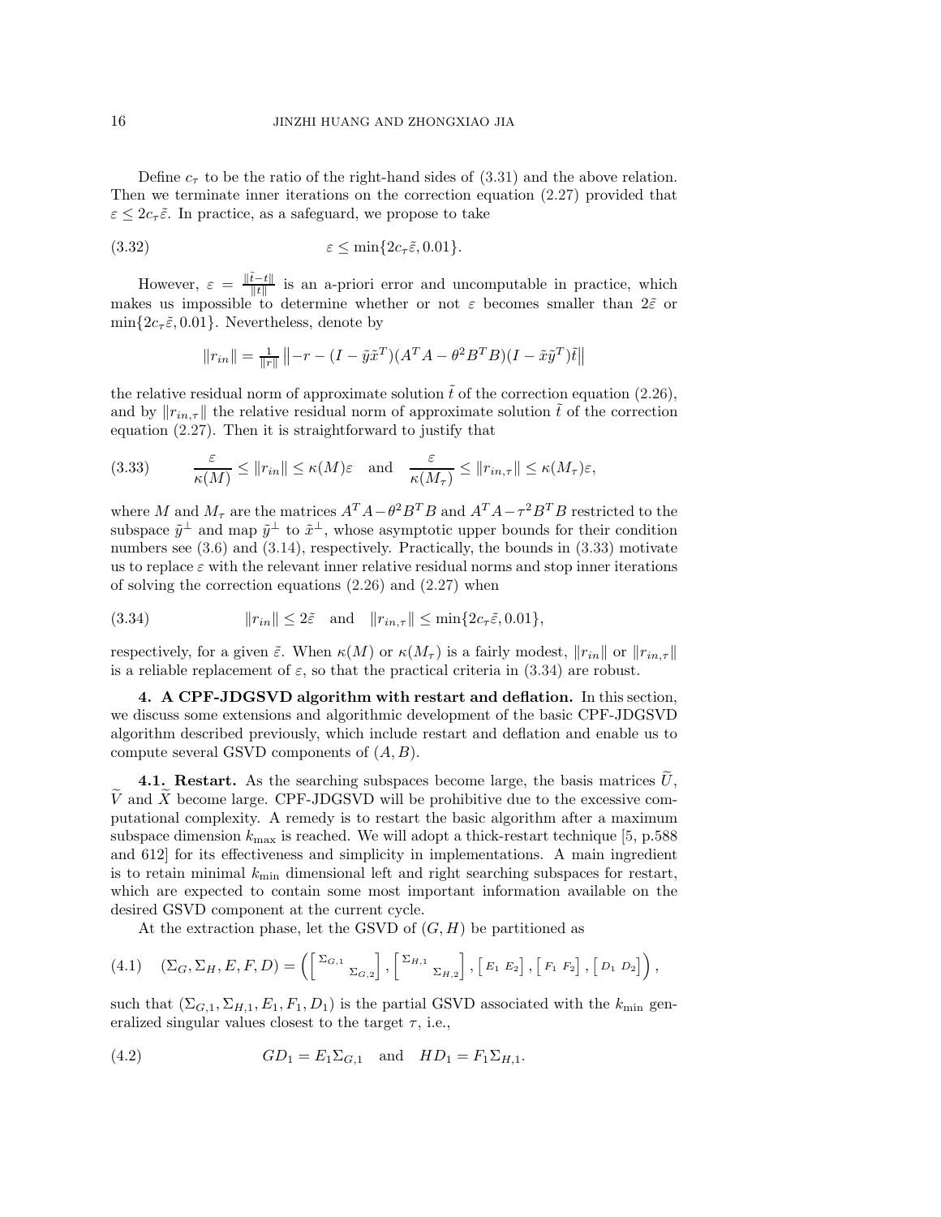Define $c_\tau$ to be the ratio of the right-hand sides of (3.31) and the above relation. Then we terminate inner iterations on the correction equation (2.27) provided that $\varepsilon \leq 2c_\tau\tilde{\varepsilon}$. In practice, as a safeguard, we propose to take

$$\varepsilon \leq \min\{2c_\tau\tilde{\varepsilon}, 0.01\}. \tag{3.32}$$

However, $\varepsilon = \frac{\|\tilde{t}-t\|}{\|t\|}$ is an a-priori error and uncomputable in practice, which makes us impossible to determine whether or not $\varepsilon$ becomes smaller than $2\tilde{\varepsilon}$ or $\min\{2c_\tau\tilde{\varepsilon}, 0.01\}$. Nevertheless, denote by

$$\|r_{in}\| = \tfrac{1}{\|r\|}\left\|-r - (I - \tilde{y}\tilde{x}^T)(A^TA - \theta^2B^TB)(I - \tilde{x}\tilde{y}^T)\tilde{t}\right\|$$

the relative residual norm of approximate solution $\tilde{t}$ of the correction equation (2.26), and by $\|r_{in,\tau}\|$ the relative residual norm of approximate solution $\tilde{t}$ of the correction equation (2.27). Then it is straightforward to justify that

$$\frac{\varepsilon}{\kappa(M)} \leq \|r_{in}\| \leq \kappa(M)\varepsilon \quad \text{and} \quad \frac{\varepsilon}{\kappa(M_\tau)} \leq \|r_{in,\tau}\| \leq \kappa(M_\tau)\varepsilon, \tag{3.33}$$

where $M$ and $M_\tau$ are the matrices $A^TA - \theta^2B^TB$ and $A^TA - \tau^2B^TB$ restricted to the subspace $\tilde{y}^\perp$ and map $\tilde{y}^\perp$ to $\tilde{x}^\perp$, whose asymptotic upper bounds for their condition numbers see (3.6) and (3.14), respectively. Practically, the bounds in (3.33) motivate us to replace $\varepsilon$ with the relevant inner relative residual norms and stop inner iterations of solving the correction equations (2.26) and (2.27) when

$$\|r_{in}\| \leq 2\tilde{\varepsilon} \quad \text{and} \quad \|r_{in,\tau}\| \leq \min\{2c_\tau\tilde{\varepsilon}, 0.01\}, \tag{3.34}$$

respectively, for a given $\tilde{\varepsilon}$. When $\kappa(M)$ or $\kappa(M_\tau)$ is a fairly modest, $\|r_{in}\|$ or $\|r_{in,\tau}\|$ is a reliable replacement of $\varepsilon$, so that the practical criteria in (3.34) are robust.

## 4. A CPF-JDGSVD algorithm with restart and deflation.

In this section, we discuss some extensions and algorithmic development of the basic CPF-JDGSVD algorithm described previously, which include restart and deflation and enable us to compute several GSVD components of $(A, B)$.

### 4.1. Restart.

As the searching subspaces become large, the basis matrices $\widetilde{U}$, $\widetilde{V}$ and $\widetilde{X}$ become large. CPF-JDGSVD will be prohibitive due to the excessive computational complexity. A remedy is to restart the basic algorithm after a maximum subspace dimension $k_{\max}$ is reached. We will adopt a thick-restart technique [5, p.588 and 612] for its effectiveness and simplicity in implementations. A main ingredient is to retain minimal $k_{\min}$ dimensional left and right searching subspaces for restart, which are expected to contain some most important information available on the desired GSVD component at the current cycle.

At the extraction phase, let the GSVD of $(G, H)$ be partitioned as

$$(\Sigma_G, \Sigma_H, E, F, D) = \left(\begin{bmatrix} \Sigma_{G,1} & \\ & \Sigma_{G,2} \end{bmatrix}, \begin{bmatrix} \Sigma_{H,1} & \\ & \Sigma_{H,2} \end{bmatrix}, \begin{bmatrix} E_1 & E_2 \end{bmatrix}, \begin{bmatrix} F_1 & F_2 \end{bmatrix}, \begin{bmatrix} D_1 & D_2 \end{bmatrix}\right), \tag{4.1}$$

such that $(\Sigma_{G,1}, \Sigma_{H,1}, E_1, F_1, D_1)$ is the partial GSVD associated with the $k_{\min}$ generalized singular values closest to the target $\tau$, i.e.,

$$GD_1 = E_1\Sigma_{G,1} \quad \text{and} \quad HD_1 = F_1\Sigma_{H,1}. \tag{4.2}$$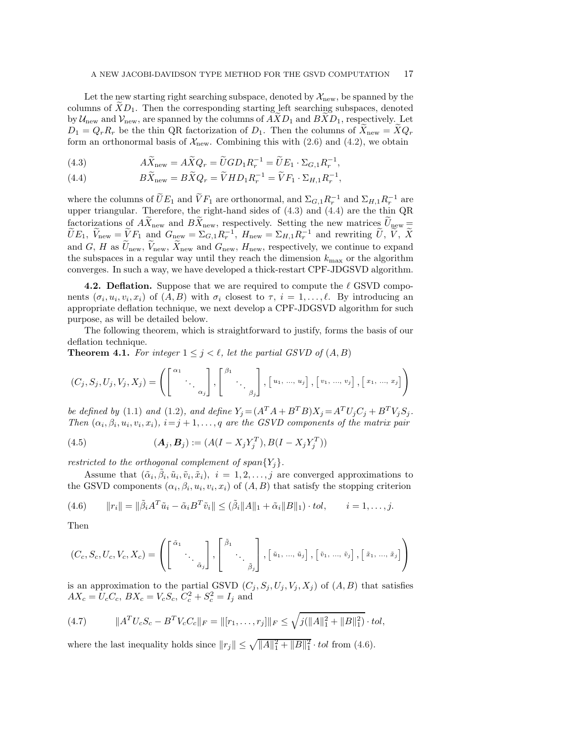Let the new starting right searching subspace, denoted by $\mathcal{X}_{\rm new}$, be spanned by the columns of $\widetilde{X}D_1$. Then the corresponding starting left searching subspaces, denoted by $\mathcal{U}_{\rm new}$ and $\mathcal{V}_{\rm new}$, are spanned by the columns of $A\widetilde{X}D_1$ and $B\widetilde{X}D_1$, respectively. Let $D_1 = Q_r R_r$ be the thin QR factorization of $D_1$. Then the columns of $\widetilde{X}_{\rm new} = \widetilde{X}Q_r$ form an orthonormal basis of $\mathcal{X}_{\rm new}$. Combining this with (2.6) and (4.2), we obtain

$$A\widetilde{X}_{\rm new} = A\widetilde{X}Q_r = \widetilde{U}GD_1R_r^{-1} = \widetilde{U}E_1 \cdot \Sigma_{G,1}R_r^{-1}, \tag{4.3}$$

$$B\widetilde{X}_{\rm new} = B\widetilde{X}Q_r = \widetilde{V}HD_1R_r^{-1} = \widetilde{V}F_1 \cdot \Sigma_{H,1}R_r^{-1}, \tag{4.4}$$

where the columns of $\widetilde{U}E_1$ and $\widetilde{V}F_1$ are orthonormal, and $\Sigma_{G,1}R_r^{-1}$ and $\Sigma_{H,1}R_r^{-1}$ are upper triangular. Therefore, the right-hand sides of (4.3) and (4.4) are the thin QR factorizations of $A\widetilde{X}_{\rm new}$ and $B\widetilde{X}_{\rm new}$, respectively. Setting the new matrices $\widetilde{U}_{\rm new} = \widetilde{U}E_1$, $\widetilde{V}_{\rm new} = \widetilde{V}F_1$ and $G_{\rm new} = \Sigma_{G,1}R_r^{-1}$, $H_{\rm new} = \Sigma_{H,1}R_r^{-1}$ and rewriting $\widetilde{U}$, $\widetilde{V}$, $\widetilde{X}$ and $G$, $H$ as $\widetilde{U}_{\rm new}$, $\widetilde{V}_{\rm new}$, $\widetilde{X}_{\rm new}$ and $G_{\rm new}$, $H_{\rm new}$, respectively, we continue to expand the subspaces in a regular way until they reach the dimension $k_{\max}$ or the algorithm converges. In such a way, we have developed a thick-restart CPF-JDGSVD algorithm.

**4.2. Deflation.** Suppose that we are required to compute the $\ell$ GSVD components $(\sigma_i, u_i, v_i, x_i)$ of $(A, B)$ with $\sigma_i$ closest to $\tau$, $i = 1, \ldots, \ell$. By introducing an appropriate deflation technique, we next develop a CPF-JDGSVD algorithm for such purpose, as will be detailed below.

The following theorem, which is straightforward to justify, forms the basis of our deflation technique.

**Theorem 4.1.** *For integer $1 \le j < \ell$, let the partial GSVD of $(A, B)$*

$$(C_j, S_j, U_j, V_j, X_j) = \left( \begin{bmatrix} \alpha_1 & & \\ & \ddots & \\ & & \alpha_j \end{bmatrix}, \begin{bmatrix} \beta_1 & & \\ & \ddots & \\ & & \beta_j \end{bmatrix}, \begin{bmatrix} u_1, \ldots, u_j \end{bmatrix}, \begin{bmatrix} v_1, \ldots, v_j \end{bmatrix}, \begin{bmatrix} x_1, \ldots, x_j \end{bmatrix} \right)$$

*be defined by* (1.1) *and* (1.2), *and define $Y_j = (A^TA + B^TB)X_j = A^TU_jC_j + B^TV_jS_j$. Then $(\alpha_i, \beta_i, u_i, v_i, x_i)$, $i = j+1, \ldots, q$ are the GSVD components of the matrix pair*

$$(\boldsymbol{A}_j, \boldsymbol{B}_j) := (A(I - X_jY_j^T), B(I - X_jY_j^T)) \tag{4.5}$$

*restricted to the orthogonal complement of span$\{Y_j\}$.*

Assume that $(\tilde{\alpha}_i, \tilde{\beta}_i, \tilde{u}_i, \tilde{v}_i, \tilde{x}_i)$, $i = 1, 2, \ldots, j$ are converged approximations to the GSVD components $(\alpha_i, \beta_i, u_i, v_i, x_i)$ of $(A, B)$ that satisfy the stopping criterion

$$\|r_i\| = \|\tilde{\beta}_i A^T\tilde{u}_i - \tilde{\alpha}_i B^T\tilde{v}_i\| \le (\tilde{\beta}_i\|A\|_1 + \tilde{\alpha}_i\|B\|_1) \cdot tol, \qquad i = 1, \ldots, j. \tag{4.6}$$

Then

$$(C_c, S_c, U_c, V_c, X_c) = \left( \begin{bmatrix} \tilde{\alpha}_1 & & \\ & \ddots & \\ & & \tilde{\alpha}_j \end{bmatrix}, \begin{bmatrix} \tilde{\beta}_1 & & \\ & \ddots & \\ & & \tilde{\beta}_j \end{bmatrix}, \begin{bmatrix} \tilde{u}_1, \ldots, \tilde{u}_j \end{bmatrix}, \begin{bmatrix} \tilde{v}_1, \ldots, \tilde{v}_j \end{bmatrix}, \begin{bmatrix} \tilde{x}_1, \ldots, \tilde{x}_j \end{bmatrix} \right)$$

is an approximation to the partial GSVD $(C_j, S_j, U_j, V_j, X_j)$ of $(A, B)$ that satisfies $AX_c = U_cC_c$, $BX_c = V_cS_c$, $C_c^2 + S_c^2 = I_j$ and

$$\|A^TU_cS_c - B^TV_cC_c\|_F = \|[r_1, \ldots, r_j]\|_F \le \sqrt{j(\|A\|_1^2 + \|B\|_1^2)} \cdot tol, \tag{4.7}$$

where the last inequality holds since $\|r_j\| \le \sqrt{\|A\|_1^2 + \|B\|_1^2} \cdot tol$ from (4.6).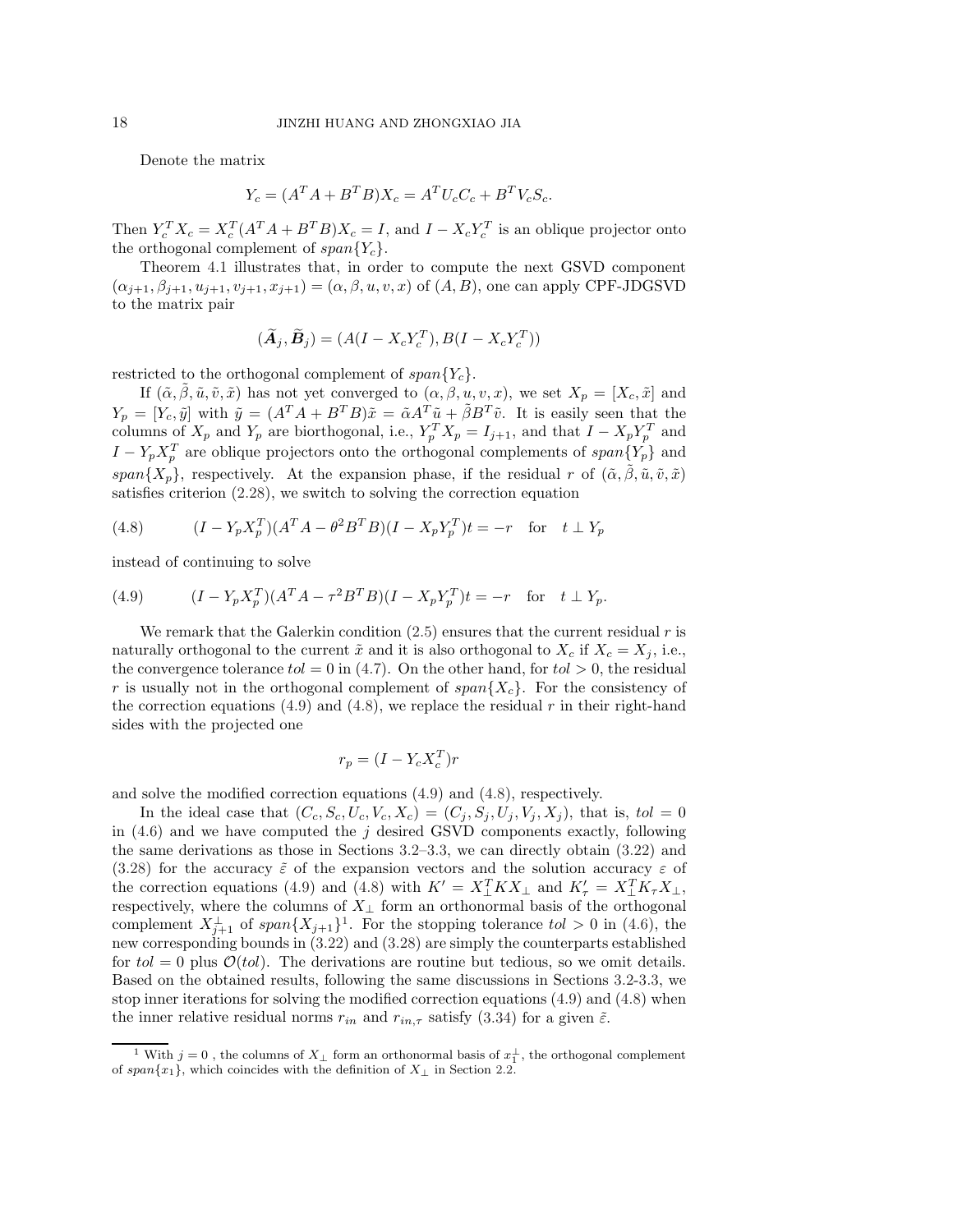Denote the matrix

$$Y_c = (A^TA + B^TB)X_c = A^TU_cC_c + B^TV_cS_c.$$

Then $Y_c^TX_c = X_c^T(A^TA + B^TB)X_c = I$, and $I - X_cY_c^T$ is an oblique projector onto the orthogonal complement of $span\{Y_c\}$.

Theorem 4.1 illustrates that, in order to compute the next GSVD component $(\alpha_{j+1}, \beta_{j+1}, u_{j+1}, v_{j+1}, x_{j+1}) = (\alpha, \beta, u, v, x)$ of $(A, B)$, one can apply CPF-JDGSVD to the matrix pair

$$(\widetilde{\boldsymbol{A}}_j, \widetilde{\boldsymbol{B}}_j) = (A(I - X_cY_c^T), B(I - X_cY_c^T))$$

restricted to the orthogonal complement of $span\{Y_c\}$.

If $(\tilde{\alpha}, \tilde{\beta}, \tilde{u}, \tilde{v}, \tilde{x})$ has not yet converged to $(\alpha, \beta, u, v, x)$, we set $X_p = [X_c, \tilde{x}]$ and $Y_p = [Y_c, \tilde{y}]$ with $\tilde{y} = (A^TA + B^TB)\tilde{x} = \tilde{\alpha}A^T\tilde{u} + \tilde{\beta}B^T\tilde{v}$. It is easily seen that the columns of $X_p$ and $Y_p$ are biorthogonal, i.e., $Y_p^TX_p = I_{j+1}$, and that $I - X_pY_p^T$ and $I - Y_pX_p^T$ are oblique projectors onto the orthogonal complements of $span\{Y_p\}$ and $span\{X_p\}$, respectively. At the expansion phase, if the residual $r$ of $(\tilde{\alpha}, \tilde{\beta}, \tilde{u}, \tilde{v}, \tilde{x})$ satisfies criterion (2.28), we switch to solving the correction equation

$$(I - Y_pX_p^T)(A^TA - \theta^2B^TB)(I - X_pY_p^T)t = -r \quad \text{for} \quad t \perp Y_p \tag{4.8}$$

instead of continuing to solve

$$(I - Y_pX_p^T)(A^TA - \tau^2B^TB)(I - X_pY_p^T)t = -r \quad \text{for} \quad t \perp Y_p. \tag{4.9}$$

We remark that the Galerkin condition (2.5) ensures that the current residual $r$ is naturally orthogonal to the current $\tilde{x}$ and it is also orthogonal to $X_c$ if $X_c = X_j$, i.e., the convergence tolerance $tol = 0$ in (4.7). On the other hand, for $tol > 0$, the residual $r$ is usually not in the orthogonal complement of $span\{X_c\}$. For the consistency of the correction equations (4.9) and (4.8), we replace the residual $r$ in their right-hand sides with the projected one

$$r_p = (I - Y_cX_c^T)r$$

and solve the modified correction equations (4.9) and (4.8), respectively.

In the ideal case that $(C_c, S_c, U_c, V_c, X_c) = (C_j, S_j, U_j, V_j, X_j)$, that is, $tol = 0$ in (4.6) and we have computed the $j$ desired GSVD components exactly, following the same derivations as those in Sections 3.2–3.3, we can directly obtain (3.22) and (3.28) for the accuracy $\tilde{\varepsilon}$ of the expansion vectors and the solution accuracy $\varepsilon$ of the correction equations (4.9) and (4.8) with $K' = X_\perp^TKX_\perp$ and $K'_\tau = X_\perp^TK_\tau X_\perp$, respectively, where the columns of $X_\perp$ form an orthonormal basis of the orthogonal complement $X_{j+1}^\perp$ of $span\{X_{j+1}\}$[1]. For the stopping tolerance $tol > 0$ in (4.6), the new corresponding bounds in (3.22) and (3.28) are simply the counterparts established for $tol = 0$ plus $\mathcal{O}(tol)$. The derivations are routine but tedious, so we omit details. Based on the obtained results, following the same discussions in Sections 3.2-3.3, we stop inner iterations for solving the modified correction equations (4.9) and (4.8) when the inner relative residual norms $r_{in}$ and $r_{in,\tau}$ satisfy (3.34) for a given $\tilde{\varepsilon}$.

[1] With $j = 0$ , the columns of $X_\perp$ form an orthonormal basis of $x_1^\perp$, the orthogonal complement of $span\{x_1\}$, which coincides with the definition of $X_\perp$ in Section 2.2.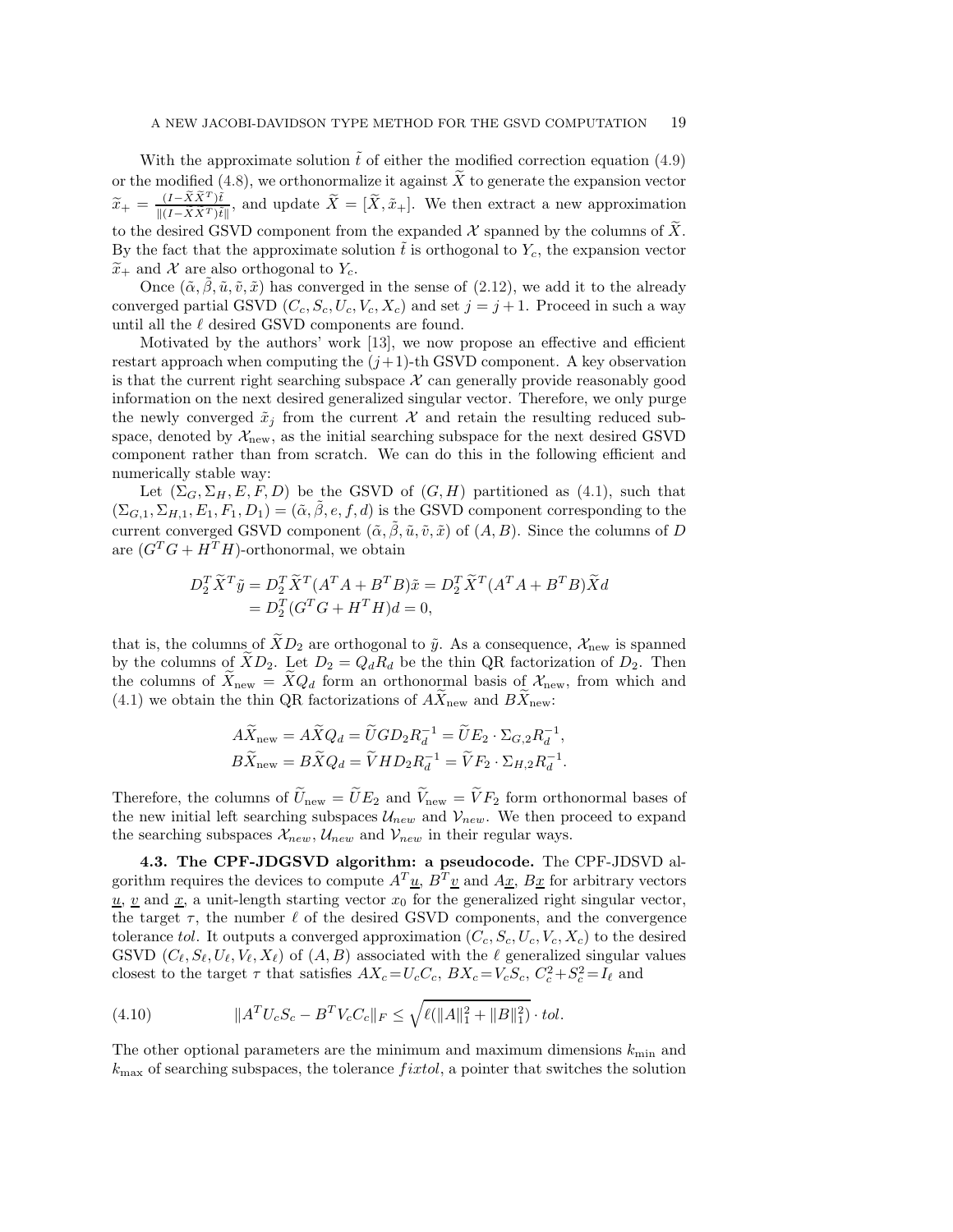With the approximate solution $\tilde{t}$ of either the modified correction equation (4.9) or the modified (4.8), we orthonormalize it against $\widetilde{X}$ to generate the expansion vector $\widetilde{x}_+ = \frac{(I-\widetilde{X}\widetilde{X}^T)\tilde{t}}{\|(I-XX^T)\tilde{t}\|}$, and update $\widetilde{X} = [\widetilde{X}, \tilde{x}_+]$. We then extract a new approximation to the desired GSVD component from the expanded $\mathcal{X}$ spanned by the columns of $\widetilde{X}$. By the fact that the approximate solution $\tilde{t}$ is orthogonal to $Y_c$, the expansion vector $\widetilde{x}_+$ and $\mathcal{X}$ are also orthogonal to $Y_c$.

Once $(\tilde{\alpha}, \tilde{\beta}, \tilde{u}, \tilde{v}, \tilde{x})$ has converged in the sense of (2.12), we add it to the already converged partial GSVD $(C_c, S_c, U_c, V_c, X_c)$ and set $j = j+1$. Proceed in such a way until all the $\ell$ desired GSVD components are found.

Motivated by the authors' work [13], we now propose an effective and efficient restart approach when computing the $(j+1)$-th GSVD component. A key observation is that the current right searching subspace $\mathcal{X}$ can generally provide reasonably good information on the next desired generalized singular vector. Therefore, we only purge the newly converged $\tilde{x}_j$ from the current $\mathcal{X}$ and retain the resulting reduced subspace, denoted by $\mathcal{X}_{\rm new}$, as the initial searching subspace for the next desired GSVD component rather than from scratch. We can do this in the following efficient and numerically stable way:

Let $(\Sigma_G, \Sigma_H, E, F, D)$ be the GSVD of $(G, H)$ partitioned as (4.1), such that $(\Sigma_{G,1}, \Sigma_{H,1}, E_1, F_1, D_1) = (\tilde{\alpha}, \tilde{\beta}, e, f, d)$ is the GSVD component corresponding to the current converged GSVD component $(\tilde{\alpha}, \tilde{\beta}, \tilde{u}, \tilde{v}, \tilde{x})$ of $(A, B)$. Since the columns of $D$ are $(G^TG + H^TH)$-orthonormal, we obtain

$$
\begin{aligned}
D_2^T \widetilde{X}^T \tilde{y} &= D_2^T \widetilde{X}^T (A^TA + B^TB)\tilde{x} = D_2^T \widetilde{X}^T (A^TA + B^TB)\widetilde{X} d \\
&= D_2^T (G^TG + H^TH) d = 0,
\end{aligned}
$$

that is, the columns of $\widetilde{X}D_2$ are orthogonal to $\tilde{y}$. As a consequence, $\mathcal{X}_{\rm new}$ is spanned by the columns of $\widetilde{X}D_2$. Let $D_2 = Q_d R_d$ be the thin QR factorization of $D_2$. Then the columns of $\widetilde{X}_{\rm new} = \widetilde{X} Q_d$ form an orthonormal basis of $\mathcal{X}_{\rm new}$, from which and (4.1) we obtain the thin QR factorizations of $A\widetilde{X}_{\rm new}$ and $B\widetilde{X}_{\rm new}$:

$$
\begin{aligned}
A\widetilde{X}_{\rm new} &= A\widetilde{X}Q_d = \widetilde{U} G D_2 R_d^{-1} = \widetilde{U} E_2 \cdot \Sigma_{G,2} R_d^{-1}, \\
B\widetilde{X}_{\rm new} &= B\widetilde{X}Q_d = \widetilde{V} H D_2 R_d^{-1} = \widetilde{V} F_2 \cdot \Sigma_{H,2} R_d^{-1}.
\end{aligned}
$$

Therefore, the columns of $\widetilde{U}_{\rm new} = \widetilde{U}E_2$ and $\widetilde{V}_{\rm new} = \widetilde{V}F_2$ form orthonormal bases of the new initial left searching subspaces $\mathcal{U}_{new}$ and $\mathcal{V}_{new}$. We then proceed to expand the searching subspaces $\mathcal{X}_{new}$, $\mathcal{U}_{new}$ and $\mathcal{V}_{new}$ in their regular ways.

### 4.3. The CPF-JDGSVD algorithm: a pseudocode.

The CPF-JDSVD algorithm requires the devices to compute $A^T\underline{u}$, $B^T\underline{v}$ and $A\underline{x}$, $B\underline{x}$ for arbitrary vectors $\underline{u}$, $\underline{v}$ and $\underline{x}$, a unit-length starting vector $x_0$ for the generalized right singular vector, the target $\tau$, the number $\ell$ of the desired GSVD components, and the convergence tolerance *tol*. It outputs a converged approximation $(C_c, S_c, U_c, V_c, X_c)$ to the desired GSVD $(C_\ell, S_\ell, U_\ell, V_\ell, X_\ell)$ of $(A, B)$ associated with the $\ell$ generalized singular values closest to the target $\tau$ that satisfies $AX_c = U_cC_c$, $BX_c = V_cS_c$, $C_c^2 + S_c^2 = I_\ell$ and

$$
\|A^TU_cS_c - B^TV_cC_c\|_F \le \sqrt{\ell(\|A\|_1^2 + \|B\|_1^2)} \cdot tol. \tag{4.10}
$$

The other optional parameters are the minimum and maximum dimensions $k_{\min}$ and $k_{\max}$ of searching subspaces, the tolerance $fixtol$, a pointer that switches the solution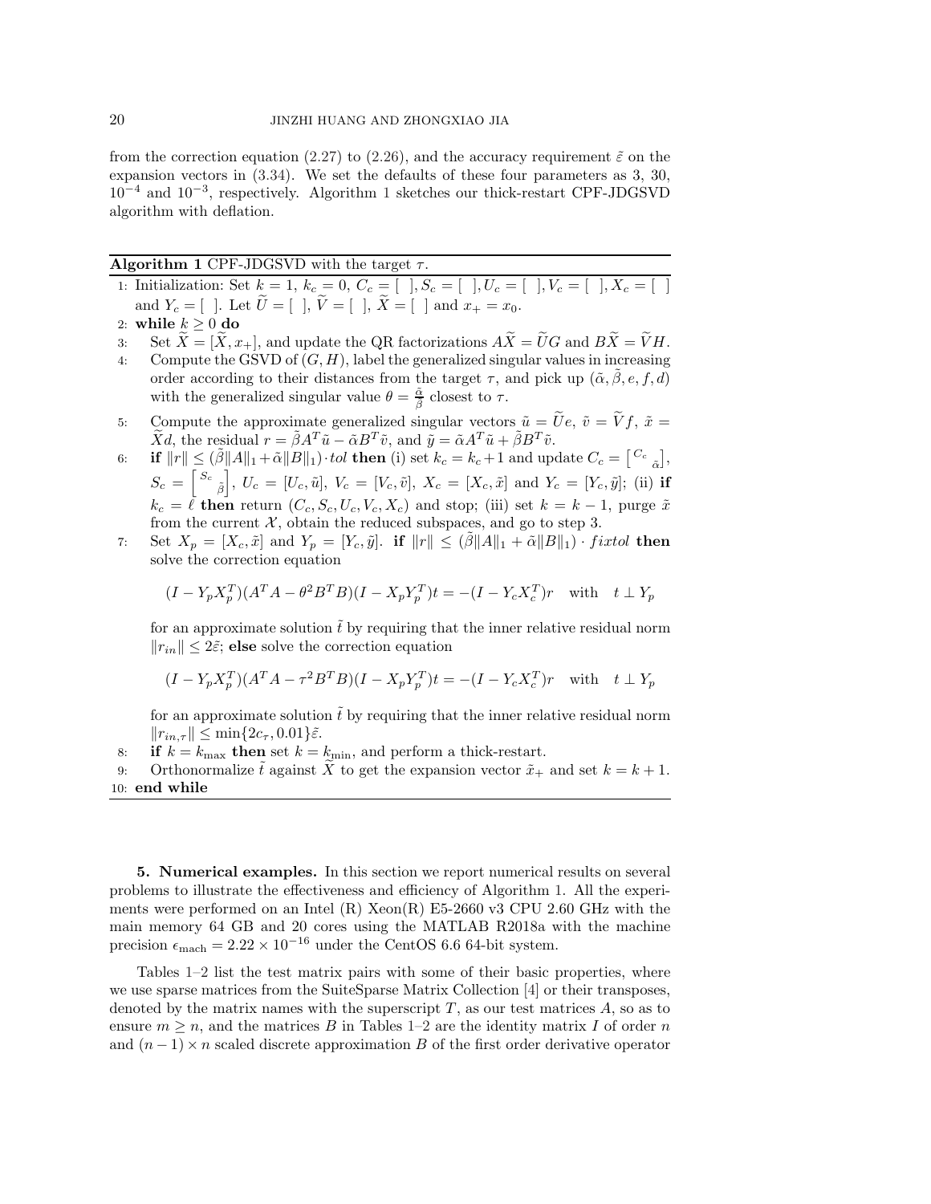from the correction equation (2.27) to (2.26), and the accuracy requirement $\tilde{\varepsilon}$ on the expansion vectors in (3.34). We set the defaults of these four parameters as 3, 30, $10^{-4}$ and $10^{-3}$, respectively. Algorithm 1 sketches our thick-restart CPF-JDGSVD algorithm with deflation.

---

**Algorithm 1** CPF-JDGSVD with the target $\tau$.

1: Initialization: Set $k=1$, $k_c=0$, $C_c=[\ ]$, $S_c=[\ ]$, $U_c=[\ ]$, $V_c=[\ ]$, $X_c=[\ ]$ and $Y_c=[\ ]$. Let $\widetilde{U}=[\ ]$, $\widetilde{V}=[\ ]$, $\widetilde{X}=[\ ]$ and $x_+=x_0$.

2: **while** $k \geq 0$ **do**

3: Set $\widetilde{X}=[\widetilde{X},x_+]$, and update the QR factorizations $A\widetilde{X}=\widetilde{U}G$ and $B\widetilde{X}=\widetilde{V}H$.

4: Compute the GSVD of $(G,H)$, label the generalized singular values in increasing order according to their distances from the target $\tau$, and pick up $(\tilde{\alpha},\tilde{\beta},e,f,d)$ with the generalized singular value $\theta=\frac{\tilde{\alpha}}{\tilde{\beta}}$ closest to $\tau$.

5: Compute the approximate generalized singular vectors $\tilde{u}=\widetilde{U}e$, $\tilde{v}=\widetilde{V}f$, $\tilde{x}=\widetilde{X}d$, the residual $r=\tilde{\beta}A^T\tilde{u}-\tilde{\alpha}B^T\tilde{v}$, and $\tilde{y}=\tilde{\alpha}A^T\tilde{u}+\tilde{\beta}B^T\tilde{v}$.

6: **if** $\|r\| \leq (\tilde{\beta}\|A\|_1+\tilde{\alpha}\|B\|_1)\cdot tol$ **then** (i) set $k_c=k_c+1$ and update $C_c=\begin{bmatrix} C_c & \\ & \tilde{\alpha}\end{bmatrix}$, $S_c=\begin{bmatrix} S_c & \\ & \tilde{\beta}\end{bmatrix}$, $U_c=[U_c,\tilde{u}]$, $V_c=[V_c,\tilde{v}]$, $X_c=[X_c,\tilde{x}]$ and $Y_c=[Y_c,\tilde{y}]$; (ii) **if** $k_c=\ell$ **then** return $(C_c,S_c,U_c,V_c,X_c)$ and stop; (iii) set $k=k-1$, purge $\tilde{x}$ from the current $\mathcal{X}$, obtain the reduced subspaces, and go to step 3.

7: Set $X_p=[X_c,\tilde{x}]$ and $Y_p=[Y_c,\tilde{y}]$. **if** $\|r\| \leq (\tilde{\beta}\|A\|_1+\tilde{\alpha}\|B\|_1)\cdot fixtol$ **then** solve the correction equation

$$(I-Y_pX_p^T)(A^TA-\theta^2B^TB)(I-X_pY_p^T)t=-(I-Y_cX_c^T)r \quad \text{with} \quad t\perp Y_p$$

for an approximate solution $\tilde{t}$ by requiring that the inner relative residual norm $\|r_{in}\| \leq 2\tilde{\varepsilon}$; **else** solve the correction equation

$$(I-Y_pX_p^T)(A^TA-\tau^2B^TB)(I-X_pY_p^T)t=-(I-Y_cX_c^T)r \quad \text{with} \quad t\perp Y_p$$

for an approximate solution $\tilde{t}$ by requiring that the inner relative residual norm $\|r_{in,\tau}\| \leq \min\{2c_\tau, 0.01\}\tilde{\varepsilon}$.

8: **if** $k=k_{\max}$ **then** set $k=k_{\min}$, and perform a thick-restart.

9: Orthonormalize $\tilde{t}$ against $\widetilde{X}$ to get the expansion vector $\tilde{x}_+$ and set $k=k+1$.

10: **end while**

---

**5. Numerical examples.** In this section we report numerical results on several problems to illustrate the effectiveness and efficiency of Algorithm 1. All the experiments were performed on an Intel (R) Xeon(R) E5-2660 v3 CPU 2.60 GHz with the main memory 64 GB and 20 cores using the MATLAB R2018a with the machine precision $\epsilon_{\mathrm{mach}}=2.22\times 10^{-16}$ under the CentOS 6.6 64-bit system.

Tables 1–2 list the test matrix pairs with some of their basic properties, where we use sparse matrices from the SuiteSparse Matrix Collection [4] or their transposes, denoted by the matrix names with the superscript $T$, as our test matrices $A$, so as to ensure $m \geq n$, and the matrices $B$ in Tables 1–2 are the identity matrix $I$ of order $n$ and $(n-1)\times n$ scaled discrete approximation $B$ of the first order derivative operator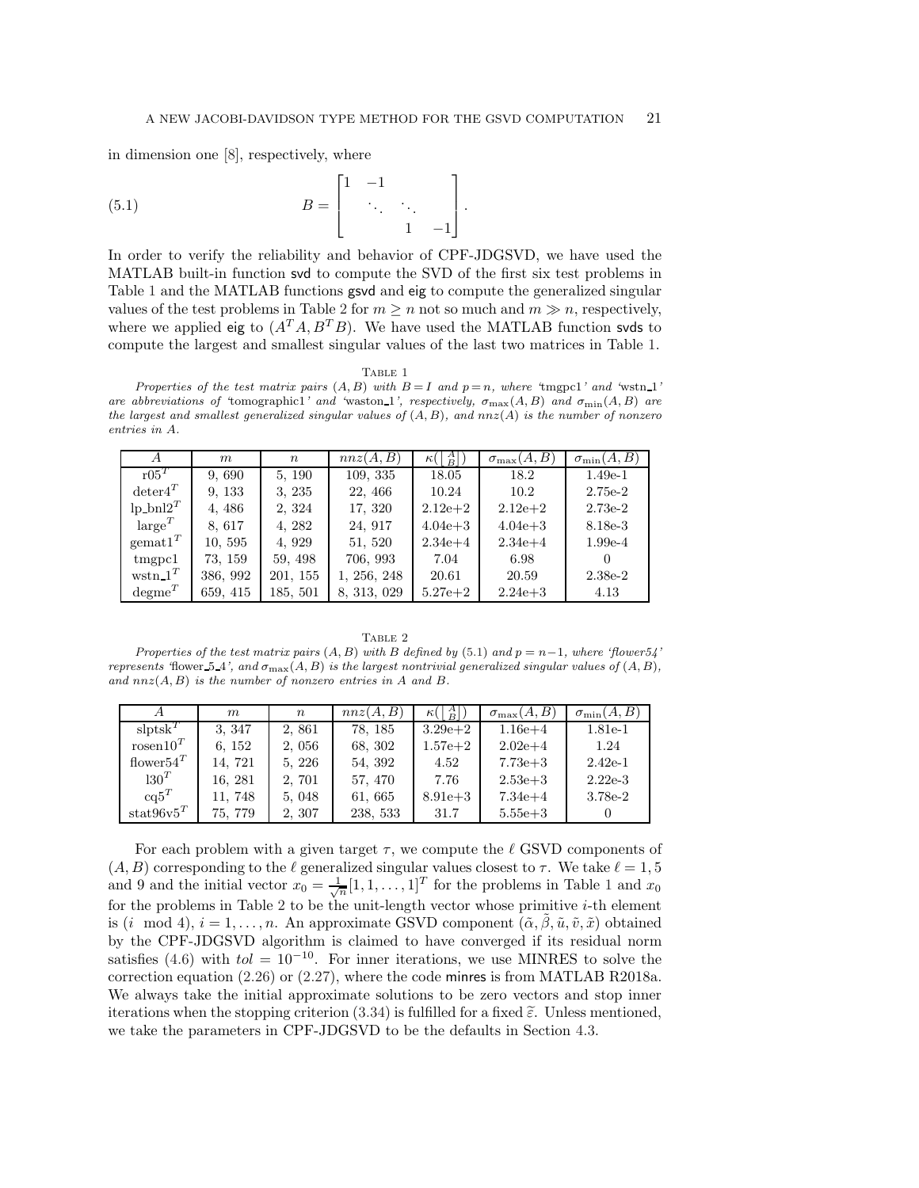in dimension one [8], respectively, where

$$B = \begin{bmatrix} 1 & -1 & & \\ & \ddots & \ddots & \\ & & 1 & -1 \end{bmatrix}. \tag{5.1}$$

In order to verify the reliability and behavior of CPF-JDGSVD, we have used the MATLAB built-in function svd to compute the SVD of the first six test problems in Table 1 and the MATLAB functions gsvd and eig to compute the generalized singular values of the test problems in Table 2 for $m \geq n$ not so much and $m \gg n$, respectively, where we applied eig to $(A^TA, B^TB)$. We have used the MATLAB function svds to compute the largest and smallest singular values of the last two matrices in Table 1.

TABLE 1

*Properties of the test matrix pairs $(A, B)$ with $B = I$ and $p = n$, where 'tmgpc1' and 'wstn_1' are abbreviations of 'tomographic1' and 'waston_1', respectively, $\sigma_{\max}(A, B)$ and $\sigma_{\min}(A, B)$ are the largest and smallest generalized singular values of $(A, B)$, and $nnz(A)$ is the number of nonzero entries in $A$.*

| $A$ | $m$ | $n$ | $nnz(A, B)$ | $\kappa(\begin{bmatrix} A \\ B \end{bmatrix})$ | $\sigma_{\max}(A, B)$ | $\sigma_{\min}(A, B)$ |
|---|---|---|---|---|---|---|
| $\text{r05}^T$ | 9, 690 | 5, 190 | 109, 335 | 18.05 | 18.2 | 1.49e-1 |
| $\text{deter4}^T$ | 9, 133 | 3, 235 | 22, 466 | 10.24 | 10.2 | 2.75e-2 |
| $\text{lp\_bnl2}^T$ | 4, 486 | 2, 324 | 17, 320 | 2.12e+2 | 2.12e+2 | 2.73e-2 |
| $\text{large}^T$ | 8, 617 | 4, 282 | 24, 917 | 4.04e+3 | 4.04e+3 | 8.18e-3 |
| $\text{gemat1}^T$ | 10, 595 | 4, 929 | 51, 520 | 2.34e+4 | 2.34e+4 | 1.99e-4 |
| tmgpc1 | 73, 159 | 59, 498 | 706, 993 | 7.04 | 6.98 | 0 |
| $\text{wstn\_1}^T$ | 386, 992 | 201, 155 | 1, 256, 248 | 20.61 | 20.59 | 2.38e-2 |
| $\text{degme}^T$ | 659, 415 | 185, 501 | 8, 313, 029 | 5.27e+2 | 2.24e+3 | 4.13 |

TABLE 2

*Properties of the test matrix pairs $(A, B)$ with $B$ defined by (5.1) and $p = n-1$, where 'flower54' represents 'flower_5_4', and $\sigma_{\max}(A, B)$ is the largest nontrivial generalized singular values of $(A, B)$, and $nnz(A, B)$ is the number of nonzero entries in $A$ and $B$.*

| $A$ | $m$ | $n$ | $nnz(A, B)$ | $\kappa(\begin{bmatrix} A \\ B \end{bmatrix})$ | $\sigma_{\max}(A, B)$ | $\sigma_{\min}(A, B)$ |
|---|---|---|---|---|---|---|
| $\text{slptsk}^T$ | 3, 347 | 2, 861 | 78, 185 | 3.29e+2 | 1.16e+4 | 1.81e-1 |
| $\text{rosen10}^T$ | 6, 152 | 2, 056 | 68, 302 | 1.57e+2 | 2.02e+4 | 1.24 |
| $\text{flower54}^T$ | 14, 721 | 5, 226 | 54, 392 | 4.52 | 7.73e+3 | 2.42e-1 |
| $\text{l30}^T$ | 16, 281 | 2, 701 | 57, 470 | 7.76 | 2.53e+3 | 2.22e-3 |
| $\text{cq5}^T$ | 11, 748 | 5, 048 | 61, 665 | 8.91e+3 | 7.34e+4 | 3.78e-2 |
| $\text{stat96v5}^T$ | 75, 779 | 2, 307 | 238, 533 | 31.7 | 5.55e+3 | 0 |

For each problem with a given target $\tau$, we compute the $\ell$ GSVD components of $(A, B)$ corresponding to the $\ell$ generalized singular values closest to $\tau$. We take $\ell = 1, 5$ and 9 and the initial vector $x_0 = \frac{1}{\sqrt{n}}[1, 1, \ldots, 1]^T$ for the problems in Table 1 and $x_0$ for the problems in Table 2 to be the unit-length vector whose primitive $i$-th element is $(i \mod 4)$, $i = 1, \ldots, n$. An approximate GSVD component $(\tilde{\alpha}, \tilde{\beta}, \tilde{u}, \tilde{v}, \tilde{x})$ obtained by the CPF-JDGSVD algorithm is claimed to have converged if its residual norm satisfies (4.6) with $tol = 10^{-10}$. For inner iterations, we use MINRES to solve the correction equation (2.26) or (2.27), where the code minres is from MATLAB R2018a. We always take the initial approximate solutions to be zero vectors and stop inner iterations when the stopping criterion (3.34) is fulfilled for a fixed $\tilde{\varepsilon}$. Unless mentioned, we take the parameters in CPF-JDGSVD to be the defaults in Section 4.3.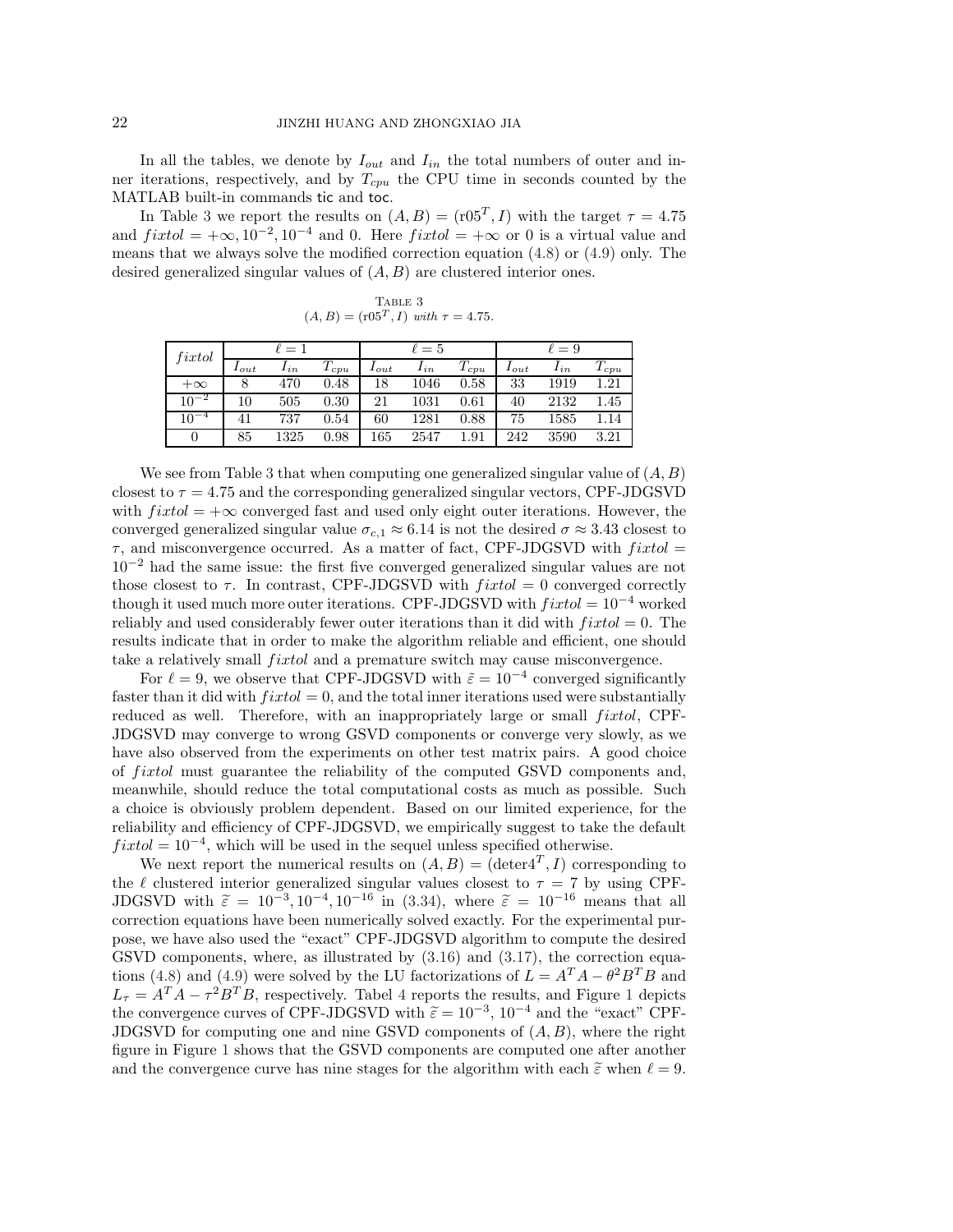In all the tables, we denote by $I_{out}$ and $I_{in}$ the total numbers of outer and inner iterations, respectively, and by $T_{cpu}$ the CPU time in seconds counted by the MATLAB built-in commands tic and toc.

In Table 3 we report the results on $(A, B) = (\text{r05}^T, I)$ with the target $\tau = 4.75$ and $fixtol = +\infty, 10^{-2}, 10^{-4}$ and 0. Here $fixtol = +\infty$ or 0 is a virtual value and means that we always solve the modified correction equation (4.8) or (4.9) only. The desired generalized singular values of $(A, B)$ are clustered interior ones.

TABLE 3
$(A, B) = (\text{r05}^T, I)$ *with* $\tau = 4.75$.

| $fixtol$ | $\ell = 1$ | | | $\ell = 5$ | | | $\ell = 9$ | | |
|---|---|---|---|---|---|---|---|---|---|
| | $I_{out}$ | $I_{in}$ | $T_{cpu}$ | $I_{out}$ | $I_{in}$ | $T_{cpu}$ | $I_{out}$ | $I_{in}$ | $T_{cpu}$ |
| $+\infty$ | 8 | 470 | 0.48 | 18 | 1046 | 0.58 | 33 | 1919 | 1.21 |
| $10^{-2}$ | 10 | 505 | 0.30 | 21 | 1031 | 0.61 | 40 | 2132 | 1.45 |
| $10^{-4}$ | 41 | 737 | 0.54 | 60 | 1281 | 0.88 | 75 | 1585 | 1.14 |
| 0 | 85 | 1325 | 0.98 | 165 | 2547 | 1.91 | 242 | 3590 | 3.21 |

We see from Table 3 that when computing one generalized singular value of $(A, B)$ closest to $\tau = 4.75$ and the corresponding generalized singular vectors, CPF-JDGSVD with $fixtol = +\infty$ converged fast and used only eight outer iterations. However, the converged generalized singular value $\sigma_{c,1} \approx 6.14$ is not the desired $\sigma \approx 3.43$ closest to $\tau$, and misconvergence occurred. As a matter of fact, CPF-JDGSVD with $fixtol = 10^{-2}$ had the same issue: the first five converged generalized singular values are not those closest to $\tau$. In contrast, CPF-JDGSVD with $fixtol = 0$ converged correctly though it used much more outer iterations. CPF-JDGSVD with $fixtol = 10^{-4}$ worked reliably and used considerably fewer outer iterations than it did with $fixtol = 0$. The results indicate that in order to make the algorithm reliable and efficient, one should take a relatively small $fixtol$ and a premature switch may cause misconvergence.

For $\ell = 9$, we observe that CPF-JDGSVD with $\tilde{\varepsilon} = 10^{-4}$ converged significantly faster than it did with $fixtol = 0$, and the total inner iterations used were substantially reduced as well. Therefore, with an inappropriately large or small $fixtol$, CPF-JDGSVD may converge to wrong GSVD components or converge very slowly, as we have also observed from the experiments on other test matrix pairs. A good choice of $fixtol$ must guarantee the reliability of the computed GSVD components and, meanwhile, should reduce the total computational costs as much as possible. Such a choice is obviously problem dependent. Based on our limited experience, for the reliability and efficiency of CPF-JDGSVD, we empirically suggest to take the default $fixtol = 10^{-4}$, which will be used in the sequel unless specified otherwise.

We next report the numerical results on $(A, B) = (\text{deter4}^T, I)$ corresponding to the $\ell$ clustered interior generalized singular values closest to $\tau = 7$ by using CPF-JDGSVD with $\tilde{\varepsilon} = 10^{-3}, 10^{-4}, 10^{-16}$ in (3.34), where $\tilde{\varepsilon} = 10^{-16}$ means that all correction equations have been numerically solved exactly. For the experimental purpose, we have also used the "exact" CPF-JDGSVD algorithm to compute the desired GSVD components, where, as illustrated by (3.16) and (3.17), the correction equations (4.8) and (4.9) were solved by the LU factorizations of $L = A^T A - \theta^2 B^T B$ and $L_\tau = A^T A - \tau^2 B^T B$, respectively. Tabel 4 reports the results, and Figure 1 depicts the convergence curves of CPF-JDGSVD with $\tilde{\varepsilon} = 10^{-3}$, $10^{-4}$ and the "exact" CPF-JDGSVD for computing one and nine GSVD components of $(A, B)$, where the right figure in Figure 1 shows that the GSVD components are computed one after another and the convergence curve has nine stages for the algorithm with each $\tilde{\varepsilon}$ when $\ell = 9$.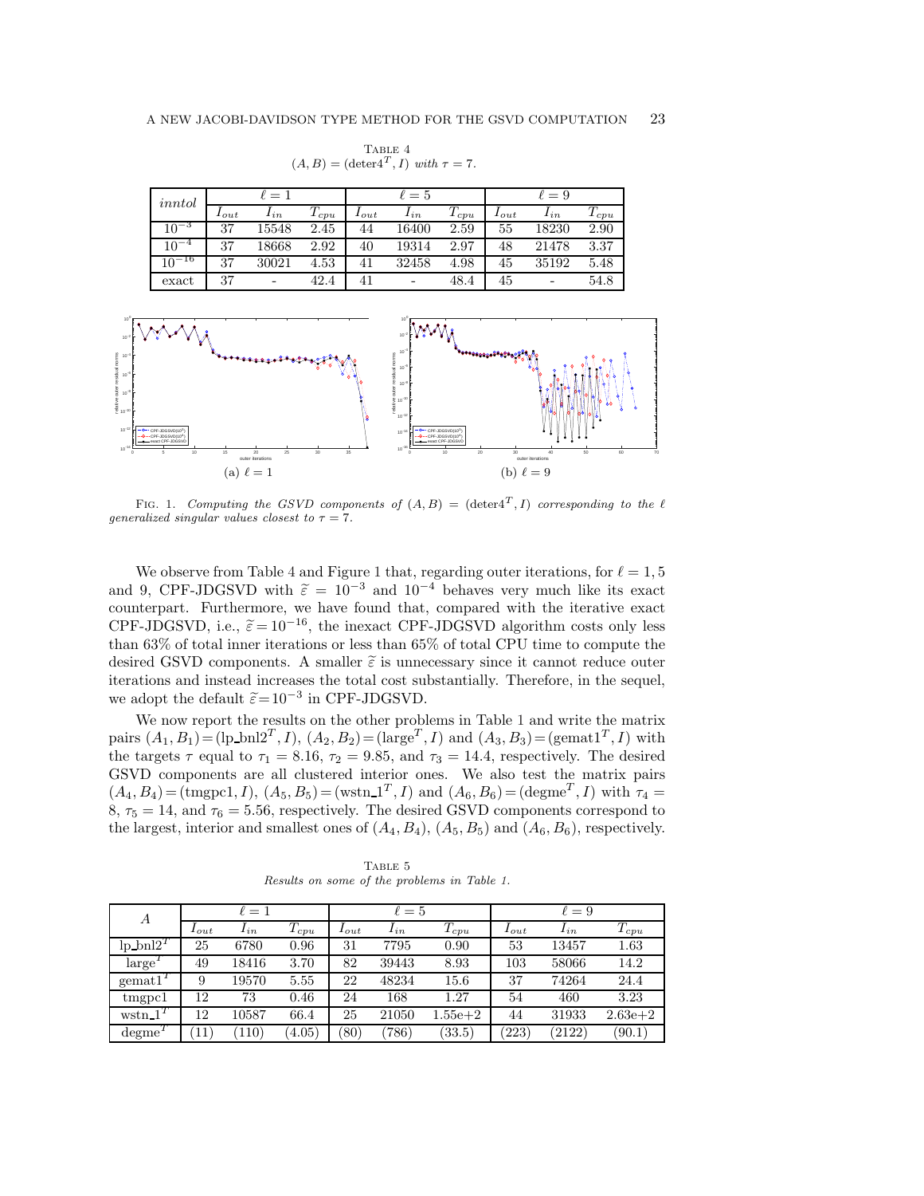TABLE 4
$(A, B) = (\text{deter4}^T, I)$ *with* $\tau = 7$.

| *inntol* | $\ell = 1$ | | | $\ell = 5$ | | | $\ell = 9$ | | |
|---|---|---|---|---|---|---|---|---|---|
| | $I_{out}$ | $I_{in}$ | $T_{cpu}$ | $I_{out}$ | $I_{in}$ | $T_{cpu}$ | $I_{out}$ | $I_{in}$ | $T_{cpu}$ |
| $10^{-3}$ | 37 | 15548 | 2.45 | 44 | 16400 | 2.59 | 55 | 18230 | 2.90 |
| $10^{-4}$ | 37 | 18668 | 2.92 | 40 | 19314 | 2.97 | 48 | 21478 | 3.37 |
| $10^{-16}$ | 37 | 30021 | 4.53 | 41 | 32458 | 4.98 | 45 | 35192 | 5.48 |
| exact | 37 | - | 42.4 | 41 | - | 48.4 | 45 | - | 54.8 |

(a) $\ell = 1$ (b) $\ell = 9$

FIG. 1. *Computing the GSVD components of* $(A, B) = (\text{deter4}^T, I)$ *corresponding to the* $\ell$ *generalized singular values closest to* $\tau = 7$.

We observe from Table 4 and Figure 1 that, regarding outer iterations, for $\ell = 1, 5$ and 9, CPF-JDGSVD with $\widetilde{\varepsilon} = 10^{-3}$ and $10^{-4}$ behaves very much like its exact counterpart. Furthermore, we have found that, compared with the iterative exact CPF-JDGSVD, i.e., $\widetilde{\varepsilon} = 10^{-16}$, the inexact CPF-JDGSVD algorithm costs only less than 63% of total inner iterations or less than 65% of total CPU time to compute the desired GSVD components. A smaller $\widetilde{\varepsilon}$ is unnecessary since it cannot reduce outer iterations and instead increases the total cost substantially. Therefore, in the sequel, we adopt the default $\widetilde{\varepsilon} = 10^{-3}$ in CPF-JDGSVD.

We now report the results on the other problems in Table 1 and write the matrix pairs $(A_1, B_1) = (\text{lp\_bnl2}^T, I)$, $(A_2, B_2) = (\text{large}^T, I)$ and $(A_3, B_3) = (\text{gemat1}^T, I)$ with the targets $\tau$ equal to $\tau_1 = 8.16$, $\tau_2 = 9.85$, and $\tau_3 = 14.4$, respectively. The desired GSVD components are all clustered interior ones. We also test the matrix pairs $(A_4, B_4) = (\text{tmgpc1}, I)$, $(A_5, B_5) = (\text{wstn\_1}^T, I)$ and $(A_6, B_6) = (\text{degme}^T, I)$ with $\tau_4 = 8$, $\tau_5 = 14$, and $\tau_6 = 5.56$, respectively. The desired GSVD components correspond to the largest, interior and smallest ones of $(A_4, B_4)$, $(A_5, B_5)$ and $(A_6, B_6)$, respectively.

TABLE 5
*Results on some of the problems in Table 1.*

| $A$ | $\ell = 1$ | | | $\ell = 5$ | | | $\ell = 9$ | | |
|---|---|---|---|---|---|---|---|---|---|
| | $I_{out}$ | $I_{in}$ | $T_{cpu}$ | $I_{out}$ | $I_{in}$ | $T_{cpu}$ | $I_{out}$ | $I_{in}$ | $T_{cpu}$ |
| lp_bnl2$^T$ | 25 | 6780 | 0.96 | 31 | 7795 | 0.90 | 53 | 13457 | 1.63 |
| large$^T$ | 49 | 18416 | 3.70 | 82 | 39443 | 8.93 | 103 | 58066 | 14.2 |
| gemat1$^T$ | 9 | 19570 | 5.55 | 22 | 48234 | 15.6 | 37 | 74264 | 24.4 |
| tmgpc1 | 12 | 73 | 0.46 | 24 | 168 | 1.27 | 54 | 460 | 3.23 |
| wstn_1$^T$ | 12 | 10587 | 66.4 | 25 | 21050 | 1.55e+2 | 44 | 31933 | 2.63e+2 |
| degme$^T$ | (11) | (110) | (4.05) | (80) | (786) | (33.5) | (223) | (2122) | (90.1) |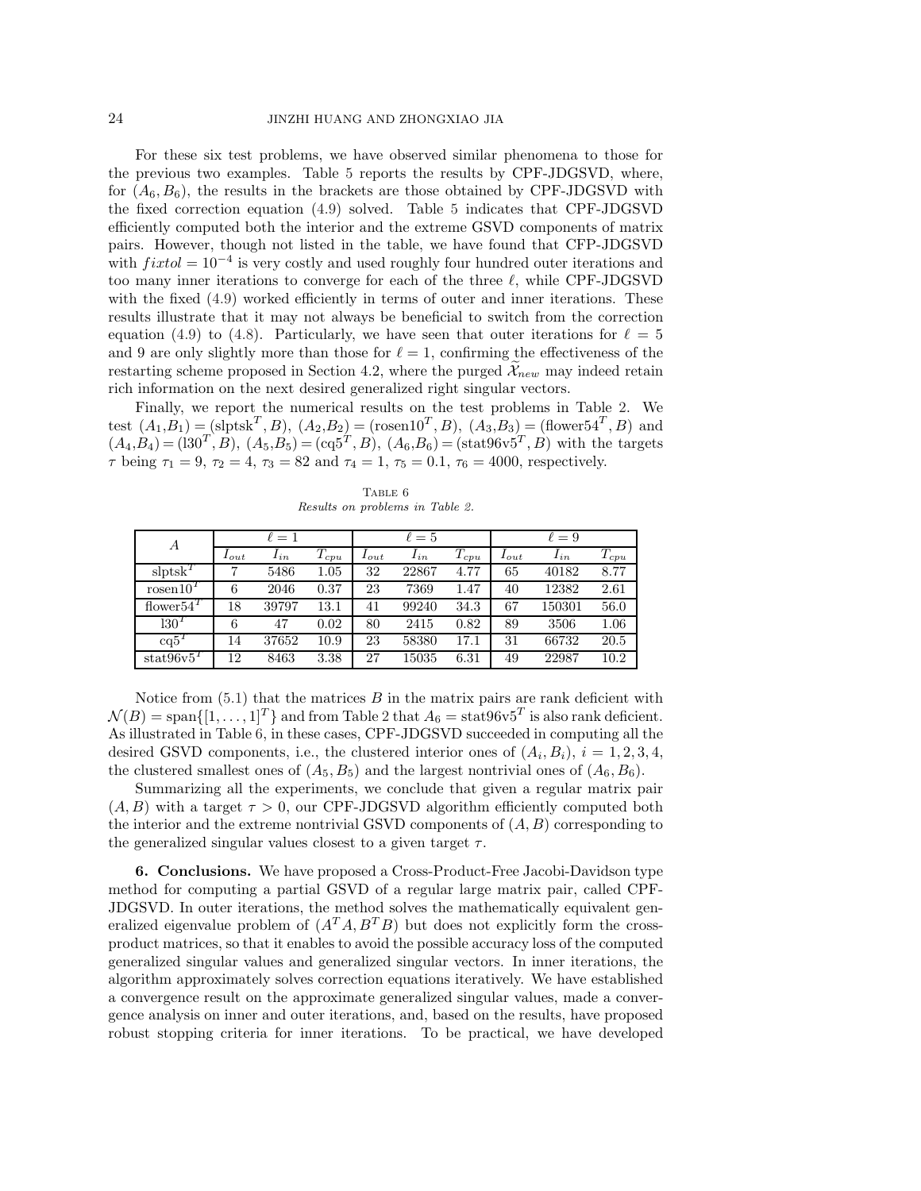For these six test problems, we have observed similar phenomena to those for the previous two examples. Table 5 reports the results by CPF-JDGSVD, where, for $(A_6, B_6)$, the results in the brackets are those obtained by CPF-JDGSVD with the fixed correction equation (4.9) solved. Table 5 indicates that CPF-JDGSVD efficiently computed both the interior and the extreme GSVD components of matrix pairs. However, though not listed in the table, we have found that CFP-JDGSVD with $fixtol = 10^{-4}$ is very costly and used roughly four hundred outer iterations and too many inner iterations to converge for each of the three $\ell$, while CPF-JDGSVD with the fixed (4.9) worked efficiently in terms of outer and inner iterations. These results illustrate that it may not always be beneficial to switch from the correction equation (4.9) to (4.8). Particularly, we have seen that outer iterations for $\ell = 5$ and 9 are only slightly more than those for $\ell = 1$, confirming the effectiveness of the restarting scheme proposed in Section 4.2, where the purged $\widetilde{\mathcal{X}}_{new}$ may indeed retain rich information on the next desired generalized right singular vectors.

Finally, we report the numerical results on the test problems in Table 2. We test $(A_1,B_1) = (\text{slptsk}^T, B)$, $(A_2,B_2) = (\text{rosen10}^T, B)$, $(A_3,B_3) = (\text{flower54}^T, B)$ and $(A_4,B_4) = (\text{l30}^T, B)$, $(A_5,B_5) = (\text{cq5}^T, B)$, $(A_6,B_6) = (\text{stat96v5}^T, B)$ with the targets $\tau$ being $\tau_1 = 9$, $\tau_2 = 4$, $\tau_3 = 82$ and $\tau_4 = 1$, $\tau_5 = 0.1$, $\tau_6 = 4000$, respectively.

Table 6
*Results on problems in Table 2.*

| $A$ | $\ell = 1$ | | | $\ell = 5$ | | | $\ell = 9$ | | |
|---|---|---|---|---|---|---|---|---|---|
| | $I_{out}$ | $I_{in}$ | $T_{cpu}$ | $I_{out}$ | $I_{in}$ | $T_{cpu}$ | $I_{out}$ | $I_{in}$ | $T_{cpu}$ |
| $\text{slptsk}^T$ | 7 | 5486 | 1.05 | 32 | 22867 | 4.77 | 65 | 40182 | 8.77 |
| $\text{rosen10}^T$ | 6 | 2046 | 0.37 | 23 | 7369 | 1.47 | 40 | 12382 | 2.61 |
| $\text{flower54}^T$ | 18 | 39797 | 13.1 | 41 | 99240 | 34.3 | 67 | 150301 | 56.0 |
| $\text{l30}^T$ | 6 | 47 | 0.02 | 80 | 2415 | 0.82 | 89 | 3506 | 1.06 |
| $\text{cq5}^T$ | 14 | 37652 | 10.9 | 23 | 58380 | 17.1 | 31 | 66732 | 20.5 |
| $\text{stat96v5}^T$ | 12 | 8463 | 3.38 | 27 | 15035 | 6.31 | 49 | 22987 | 10.2 |

Notice from (5.1) that the matrices $B$ in the matrix pairs are rank deficient with $\mathcal{N}(B) = \text{span}\{[1, \ldots, 1]^T\}$ and from Table 2 that $A_6 = \text{stat96v5}^T$ is also rank deficient. As illustrated in Table 6, in these cases, CPF-JDGSVD succeeded in computing all the desired GSVD components, i.e., the clustered interior ones of $(A_i, B_i)$, $i = 1, 2, 3, 4$, the clustered smallest ones of $(A_5, B_5)$ and the largest nontrivial ones of $(A_6, B_6)$.

Summarizing all the experiments, we conclude that given a regular matrix pair $(A, B)$ with a target $\tau > 0$, our CPF-JDGSVD algorithm efficiently computed both the interior and the extreme nontrivial GSVD components of $(A, B)$ corresponding to the generalized singular values closest to a given target $\tau$.

**6. Conclusions.** We have proposed a Cross-Product-Free Jacobi-Davidson type method for computing a partial GSVD of a regular large matrix pair, called CPF-JDGSVD. In outer iterations, the method solves the mathematically equivalent generalized eigenvalue problem of $(A^TA, B^TB)$ but does not explicitly form the cross-product matrices, so that it enables to avoid the possible accuracy loss of the computed generalized singular values and generalized singular vectors. In inner iterations, the algorithm approximately solves correction equations iteratively. We have established a convergence result on the approximate generalized singular values, made a convergence analysis on inner and outer iterations, and, based on the results, have proposed robust stopping criteria for inner iterations. To be practical, we have developed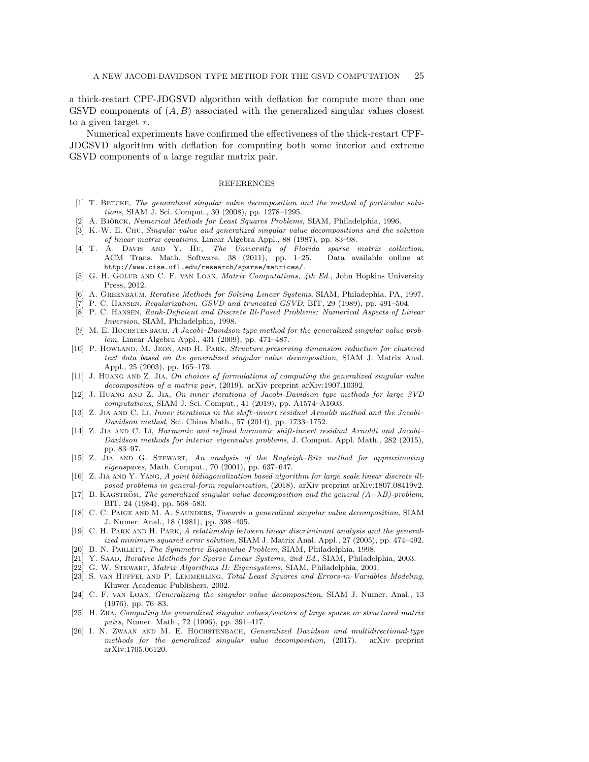a thick-restart CPF-JDGSVD algorithm with deflation for compute more than one GSVD components of $(A, B)$ associated with the generalized singular values closest to a given target $\tau$.

Numerical experiments have confirmed the effectiveness of the thick-restart CPF-JDGSVD algorithm with deflation for computing both some interior and extreme GSVD components of a large regular matrix pair.

## REFERENCES

[1] T. Betcke, *The generalized singular value decomposition and the method of particular solutions*, SIAM J. Sci. Comput., 30 (2008), pp. 1278–1295.

[2] Å. Björck, *Numerical Methods for Least Squares Problems*, SIAM, Philadelphia, 1996.

[3] K.-W. E. Chu, *Singular value and generalized singular value decompositions and the solution of linear matrix equations*, Linear Algebra Appl., 88 (1987), pp. 83–98.

[4] T. A. Davis and Y. Hu, *The University of Florida sparse matrix collection*, ACM Trans. Math. Software, 38 (2011), pp. 1–25. Data available online at http://www.cise.ufl.edu/research/sparse/matrices/.

[5] G. H. Golub and C. F. van Loan, *Matrix Computations, 4th Ed.*, John Hopkins University Press, 2012.

[6] A. Greenbaum, *Iterative Methods for Solving Linear Systems*, SIAM, Philadephia, PA, 1997.

[7] P. C. Hansen, *Regularization, GSVD and truncated GSVD*, BIT, 29 (1989), pp. 491–504.

[8] P. C. Hansen, *Rank-Deficient and Discrete Ill-Posed Problems: Numerical Aspects of Linear Inversion*, SIAM, Philadelphia, 1998.

[9] M. E. Hochstenbach, *A Jacobi–Davidson type method for the generalized singular value problem*, Linear Algebra Appl., 431 (2009), pp. 471–487.

[10] P. Howland, M. Jeon, and H. Park, *Structure preserving dimension reduction for clustered text data based on the generalized singular value decomposition*, SIAM J. Matrix Anal. Appl., 25 (2003), pp. 165–179.

[11] J. Huang and Z. Jia, *On choices of formulations of computing the generalized singular value decomposition of a matrix pair*, (2019). arXiv preprint arXiv:1907.10392.

[12] J. Huang and Z. Jia, *On inner iterations of Jacobi-Davidson type methods for large SVD computations*, SIAM J. Sci. Comput., 41 (2019), pp. A1574–A1603.

[13] Z. Jia and C. Li, *Inner iterations in the shift–invert residual Arnoldi method and the Jacobi–Davidson method*, Sci. China Math., 57 (2014), pp. 1733–1752.

[14] Z. Jia and C. Li, *Harmonic and refined harmonic shift-invert residual Arnoldi and Jacobi–Davidson methods for interior eigenvalue problems*, J. Comput. Appl. Math., 282 (2015), pp. 83–97.

[15] Z. Jia and G. Stewart, *An analysis of the Rayleigh–Ritz method for approximating eigenspaces*, Math. Comput., 70 (2001), pp. 637–647.

[16] Z. Jia and Y. Yang, *A joint bidiagonalization based algorithm for large scale linear discrete ill-posed problems in general-form regularization*, (2018). arXiv preprint arXiv:1807.08419v2.

[17] B. Kågström, *The generalized singular value decomposition and the general $(A-\lambda B)$-problem*, BIT, 24 (1984), pp. 568–583.

[18] C. C. Paige and M. A. Saunders, *Towards a generalized singular value decomposition*, SIAM J. Numer. Anal., 18 (1981), pp. 398–405.

[19] C. H. Park and H. Park, *A relationship between linear discriminant analysis and the generalized minimum squared error solution*, SIAM J. Matrix Anal. Appl., 27 (2005), pp. 474–492.

[20] B. N. Parlett, *The Symmetric Eigenvalue Problem*, SIAM, Philadelphia, 1998.

[21] Y. Saad, *Iterative Methods for Sparse Linear Systems, 2nd Ed.*, SIAM, Philadelphia, 2003.

[22] G. W. Stewart, *Matrix Algorithms II: Eigensystems*, SIAM, Philadelphia, 2001.

[23] S. van Huffel and P. Lemmerling, *Total Least Squares and Errors-in-Variables Modeling*, Kluwer Academic Publishers, 2002.

[24] C. F. van Loan, *Generalizing the singular value decomposition*, SIAM J. Numer. Anal., 13 (1976), pp. 76–83.

[25] H. Zha, *Computing the generalized singular values/vectors of large sparse or structured matrix pairs*, Numer. Math., 72 (1996), pp. 391–417.

[26] I. N. Zwaan and M. E. Hochstenbach, *Generalized Davidson and multidirectional-type methods for the generalized singular value decomposition*, (2017). arXiv preprint arXiv:1705.06120.